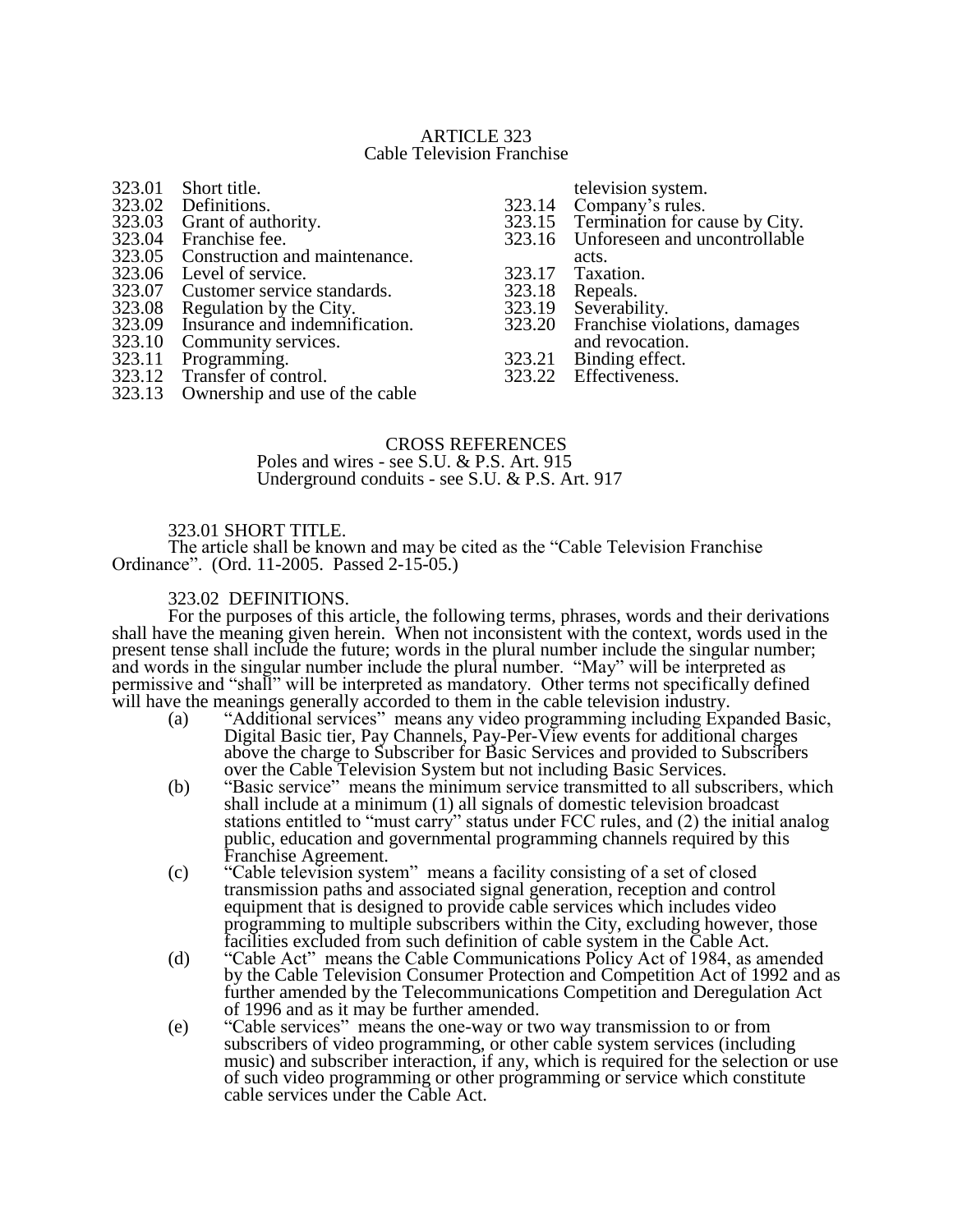# ARTICLE 323
## Cable Television Franchise

323.01 Short title.
323.02 Definitions.
323.03 Grant of authority.
323.04 Franchise fee.
323.05 Construction and maintenance.
323.06 Level of service.
323.07 Customer service standards.
323.08 Regulation by the City.
323.09 Insurance and indemnification.
323.10 Community services.
323.11 Programming.
323.12 Transfer of control.
323.13 Ownership and use of the cable television system.
323.14 Company's rules.
323.15 Termination for cause by City.
323.16 Unforeseen and uncontrollable acts.
323.17 Taxation.
323.18 Repeals.
323.19 Severability.
323.20 Franchise violations, damages and revocation.
323.21 Binding effect.
323.22 Effectiveness.

CROSS REFERENCES
Poles and wires - see S.U. & P.S. Art. 915
Underground conduits - see S.U. & P.S. Art. 917

### 323.01 SHORT TITLE.

The article shall be known and may be cited as the "Cable Television Franchise Ordinance". (Ord. 11-2005. Passed 2-15-05.)

### 323.02 DEFINITIONS.

For the purposes of this article, the following terms, phrases, words and their derivations shall have the meaning given herein. When not inconsistent with the context, words used in the present tense shall include the future; words in the plural number include the singular number; and words in the singular number include the plural number. "May" will be interpreted as permissive and "shall" will be interpreted as mandatory. Other terms not specifically defined will have the meanings generally accorded to them in the cable television industry.

(a) "Additional services" means any video programming including Expanded Basic, Digital Basic tier, Pay Channels, Pay-Per-View events for additional charges above the charge to Subscriber for Basic Services and provided to Subscribers over the Cable Television System but not including Basic Services.

(b) "Basic service" means the minimum service transmitted to all subscribers, which shall include at a minimum (1) all signals of domestic television broadcast stations entitled to "must carry" status under FCC rules, and (2) the initial analog public, education and governmental programming channels required by this Franchise Agreement.

(c) "Cable television system" means a facility consisting of a set of closed transmission paths and associated signal generation, reception and control equipment that is designed to provide cable services which includes video programming to multiple subscribers within the City, excluding however, those facilities excluded from such definition of cable system in the Cable Act.

(d) "Cable Act" means the Cable Communications Policy Act of 1984, as amended by the Cable Television Consumer Protection and Competition Act of 1992 and as further amended by the Telecommunications Competition and Deregulation Act of 1996 and as it may be further amended.

(e) "Cable services" means the one-way or two way transmission to or from subscribers of video programming, or other cable system services (including music) and subscriber interaction, if any, which is required for the selection or use of such video programming or other programming or service which constitute cable services under the Cable Act.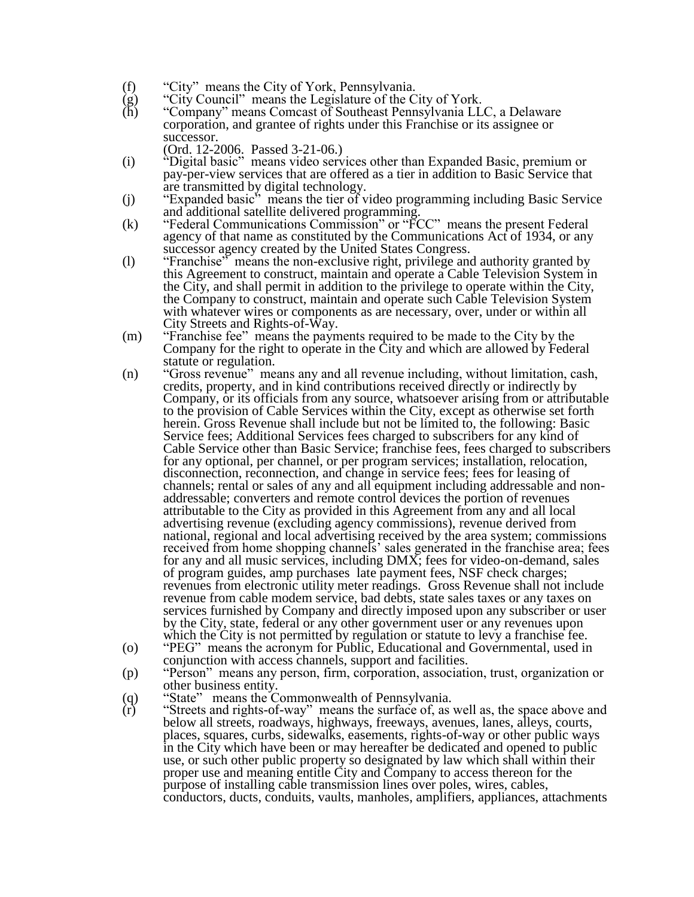(f) "City" means the City of York, Pennsylvania.

(g) "City Council" means the Legislature of the City of York.

(h) "Company" means Comcast of Southeast Pennsylvania LLC, a Delaware corporation, and grantee of rights under this Franchise or its assignee or successor.
(Ord. 12-2006. Passed 3-21-06.)

(i) "Digital basic" means video services other than Expanded Basic, premium or pay-per-view services that are offered as a tier in addition to Basic Service that are transmitted by digital technology.

(j) "Expanded basic" means the tier of video programming including Basic Service and additional satellite delivered programming.

(k) "Federal Communications Commission" or "FCC" means the present Federal agency of that name as constituted by the Communications Act of 1934, or any successor agency created by the United States Congress.

(l) "Franchise" means the non-exclusive right, privilege and authority granted by this Agreement to construct, maintain and operate a Cable Television System in the City, and shall permit in addition to the privilege to operate within the City, the Company to construct, maintain and operate such Cable Television System with whatever wires or components as are necessary, over, under or within all City Streets and Rights-of-Way.

(m) "Franchise fee" means the payments required to be made to the City by the Company for the right to operate in the City and which are allowed by Federal statute or regulation.

(n) "Gross revenue" means any and all revenue including, without limitation, cash, credits, property, and in kind contributions received directly or indirectly by Company, or its officials from any source, whatsoever arising from or attributable to the provision of Cable Services within the City, except as otherwise set forth herein. Gross Revenue shall include but not be limited to, the following: Basic Service fees; Additional Services fees charged to subscribers for any kind of Cable Service other than Basic Service; franchise fees, fees charged to subscribers for any optional, per channel, or per program services; installation, relocation, disconnection, reconnection, and change in service fees; fees for leasing of channels; rental or sales of any and all equipment including addressable and non-addressable; converters and remote control devices the portion of revenues attributable to the City as provided in this Agreement from any and all local advertising revenue (excluding agency commissions), revenue derived from national, regional and local advertising received by the area system; commissions received from home shopping channels' sales generated in the franchise area; fees for any and all music services, including DMX; fees for video-on-demand, sales of program guides, amp purchases late payment fees, NSF check charges; revenues from electronic utility meter readings. Gross Revenue shall not include revenue from cable modem service, bad debts, state sales taxes or any taxes on services furnished by Company and directly imposed upon any subscriber or user by the City, state, federal or any other government user or any revenues upon which the City is not permitted by regulation or statute to levy a franchise fee.

(o) "PEG" means the acronym for Public, Educational and Governmental, used in conjunction with access channels, support and facilities.

(p) "Person" means any person, firm, corporation, association, trust, organization or other business entity.

(q) "State" means the Commonwealth of Pennsylvania.

(r) "Streets and rights-of-way" means the surface of, as well as, the space above and below all streets, roadways, highways, freeways, avenues, lanes, alleys, courts, places, squares, curbs, sidewalks, easements, rights-of-way or other public ways in the City which have been or may hereafter be dedicated and opened to public use, or such other public property so designated by law which shall within their proper use and meaning entitle City and Company to access thereon for the purpose of installing cable transmission lines over poles, wires, cables, conductors, ducts, conduits, vaults, manholes, amplifiers, appliances, attachments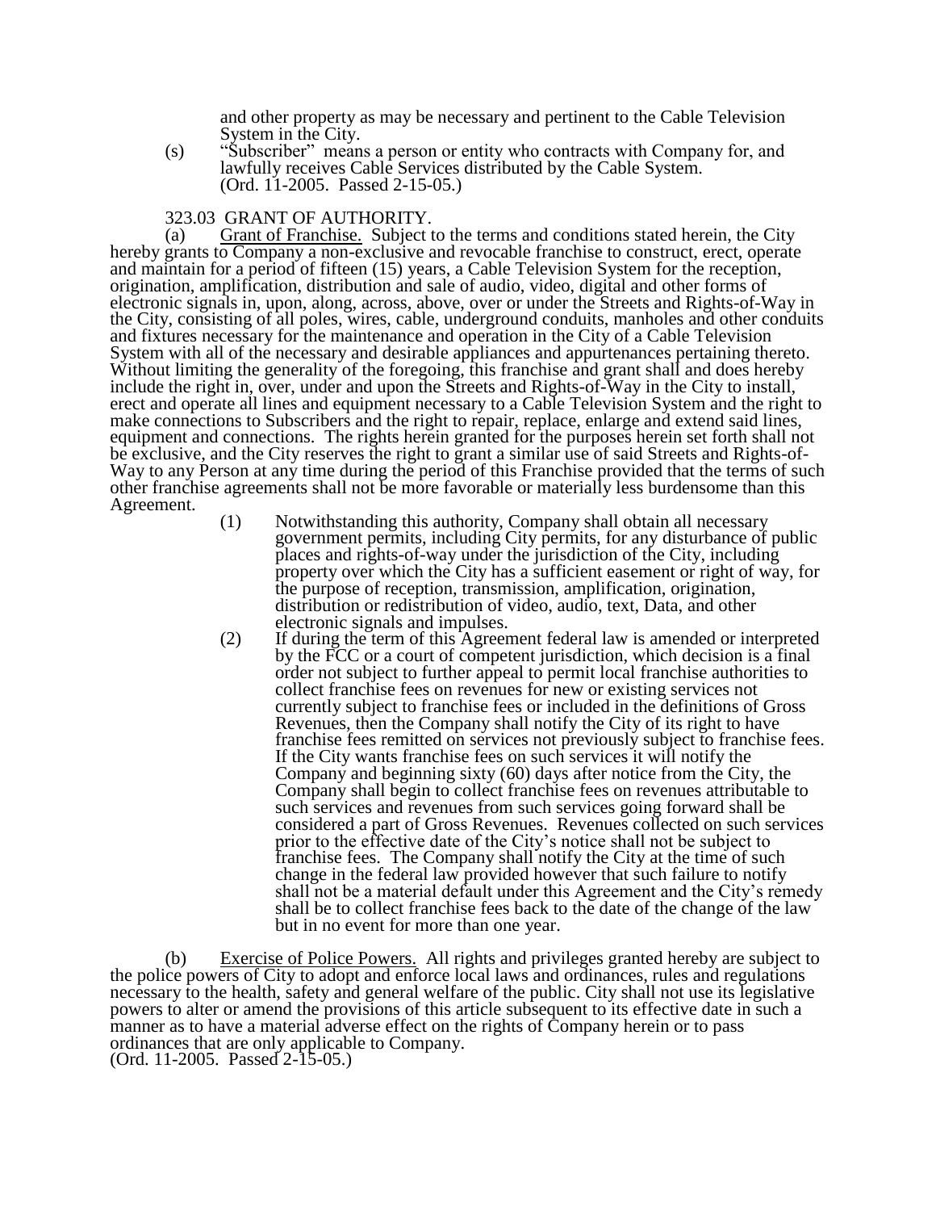and other property as may be necessary and pertinent to the Cable Television System in the City.

(s) "Subscriber" means a person or entity who contracts with Company for, and lawfully receives Cable Services distributed by the Cable System. (Ord. 11-2005. Passed 2-15-05.)

323.03 GRANT OF AUTHORITY.

(a) Grant of Franchise. Subject to the terms and conditions stated herein, the City hereby grants to Company a non-exclusive and revocable franchise to construct, erect, operate and maintain for a period of fifteen (15) years, a Cable Television System for the reception, origination, amplification, distribution and sale of audio, video, digital and other forms of electronic signals in, upon, along, across, above, over or under the Streets and Rights-of-Way in the City, consisting of all poles, wires, cable, underground conduits, manholes and other conduits and fixtures necessary for the maintenance and operation in the City of a Cable Television System with all of the necessary and desirable appliances and appurtenances pertaining thereto. Without limiting the generality of the foregoing, this franchise and grant shall and does hereby include the right in, over, under and upon the Streets and Rights-of-Way in the City to install, erect and operate all lines and equipment necessary to a Cable Television System and the right to make connections to Subscribers and the right to repair, replace, enlarge and extend said lines, equipment and connections. The rights herein granted for the purposes herein set forth shall not be exclusive, and the City reserves the right to grant a similar use of said Streets and Rights-of-Way to any Person at any time during the period of this Franchise provided that the terms of such other franchise agreements shall not be more favorable or materially less burdensome than this Agreement.

(1) Notwithstanding this authority, Company shall obtain all necessary government permits, including City permits, for any disturbance of public places and rights-of-way under the jurisdiction of the City, including property over which the City has a sufficient easement or right of way, for the purpose of reception, transmission, amplification, origination, distribution or redistribution of video, audio, text, Data, and other electronic signals and impulses.

(2) If during the term of this Agreement federal law is amended or interpreted by the FCC or a court of competent jurisdiction, which decision is a final order not subject to further appeal to permit local franchise authorities to collect franchise fees on revenues for new or existing services not currently subject to franchise fees or included in the definitions of Gross Revenues, then the Company shall notify the City of its right to have franchise fees remitted on services not previously subject to franchise fees. If the City wants franchise fees on such services it will notify the Company and beginning sixty (60) days after notice from the City, the Company shall begin to collect franchise fees on revenues attributable to such services and revenues from such services going forward shall be considered a part of Gross Revenues. Revenues collected on such services prior to the effective date of the City's notice shall not be subject to franchise fees. The Company shall notify the City at the time of such change in the federal law provided however that such failure to notify shall not be a material default under this Agreement and the City's remedy shall be to collect franchise fees back to the date of the change of the law but in no event for more than one year.

(b) Exercise of Police Powers. All rights and privileges granted hereby are subject to the police powers of City to adopt and enforce local laws and ordinances, rules and regulations necessary to the health, safety and general welfare of the public. City shall not use its legislative powers to alter or amend the provisions of this article subsequent to its effective date in such a manner as to have a material adverse effect on the rights of Company herein or to pass ordinances that are only applicable to Company.
(Ord. 11-2005. Passed 2-15-05.)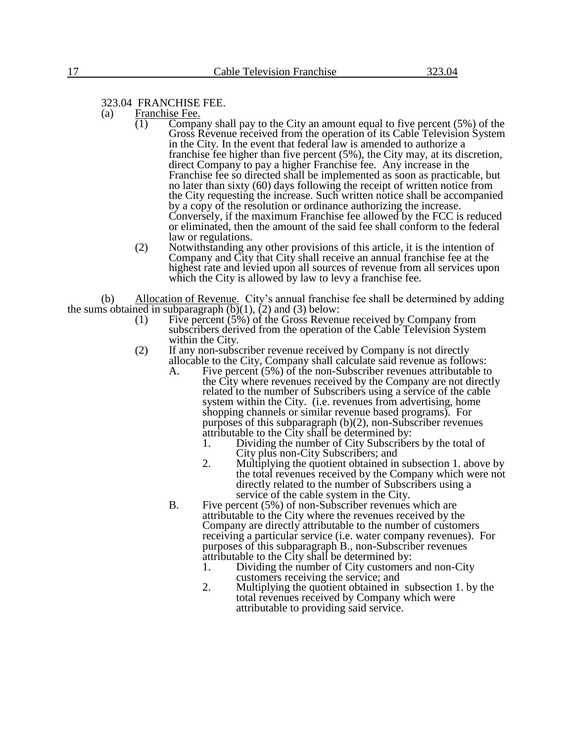## 323.04 FRANCHISE FEE.

(a) Franchise Fee.

(1) Company shall pay to the City an amount equal to five percent (5%) of the Gross Revenue received from the operation of its Cable Television System in the City. In the event that federal law is amended to authorize a franchise fee higher than five percent (5%), the City may, at its discretion, direct Company to pay a higher Franchise fee. Any increase in the Franchise fee so directed shall be implemented as soon as practicable, but no later than sixty (60) days following the receipt of written notice from the City requesting the increase. Such written notice shall be accompanied by a copy of the resolution or ordinance authorizing the increase. Conversely, if the maximum Franchise fee allowed by the FCC is reduced or eliminated, then the amount of the said fee shall conform to the federal law or regulations.

(2) Notwithstanding any other provisions of this article, it is the intention of Company and City that City shall receive an annual franchise fee at the highest rate and levied upon all sources of revenue from all services upon which the City is allowed by law to levy a franchise fee.

(b) Allocation of Revenue. City's annual franchise fee shall be determined by adding the sums obtained in subparagraph (b)(1), (2) and (3) below:

(1) Five percent (5%) of the Gross Revenue received by Company from subscribers derived from the operation of the Cable Television System within the City.

(2) If any non-subscriber revenue received by Company is not directly allocable to the City, Company shall calculate said revenue as follows:

A. Five percent (5%) of the non-Subscriber revenues attributable to the City where revenues received by the Company are not directly related to the number of Subscribers using a service of the cable system within the City. (i.e. revenues from advertising, home shopping channels or similar revenue based programs). For purposes of this subparagraph (b)(2), non-Subscriber revenues attributable to the City shall be determined by:

1. Dividing the number of City Subscribers by the total of City plus non-City Subscribers; and
2. Multiplying the quotient obtained in subsection 1. above by the total revenues received by the Company which were not directly related to the number of Subscribers using a service of the cable system in the City.

B. Five percent (5%) of non-Subscriber revenues which are attributable to the City where the revenues received by the Company are directly attributable to the number of customers receiving a particular service (i.e. water company revenues). For purposes of this subparagraph B., non-Subscriber revenues attributable to the City shall be determined by:

1. Dividing the number of City customers and non-City customers receiving the service; and
2. Multiplying the quotient obtained in subsection 1. by the total revenues received by Company which were attributable to providing said service.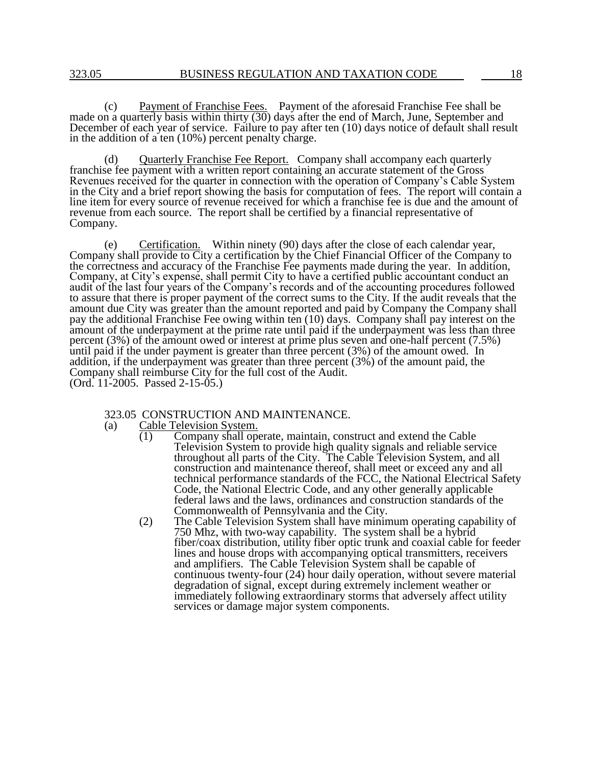(c) Payment of Franchise Fees. Payment of the aforesaid Franchise Fee shall be made on a quarterly basis within thirty (30) days after the end of March, June, September and December of each year of service. Failure to pay after ten (10) days notice of default shall result in the addition of a ten (10%) percent penalty charge.

(d) Quarterly Franchise Fee Report. Company shall accompany each quarterly franchise fee payment with a written report containing an accurate statement of the Gross Revenues received for the quarter in connection with the operation of Company's Cable System in the City and a brief report showing the basis for computation of fees. The report will contain a line item for every source of revenue received for which a franchise fee is due and the amount of revenue from each source. The report shall be certified by a financial representative of Company.

(e) Certification. Within ninety (90) days after the close of each calendar year, Company shall provide to City a certification by the Chief Financial Officer of the Company to the correctness and accuracy of the Franchise Fee payments made during the year. In addition, Company, at City's expense, shall permit City to have a certified public accountant conduct an audit of the last four years of the Company's records and of the accounting procedures followed to assure that there is proper payment of the correct sums to the City. If the audit reveals that the amount due City was greater than the amount reported and paid by Company the Company shall pay the additional Franchise Fee owing within ten (10) days. Company shall pay interest on the amount of the underpayment at the prime rate until paid if the underpayment was less than three percent (3%) of the amount owed or interest at prime plus seven and one-half percent (7.5%) until paid if the under payment is greater than three percent (3%) of the amount owed. In addition, if the underpayment was greater than three percent (3%) of the amount paid, the Company shall reimburse City for the full cost of the Audit.
(Ord. 11-2005. Passed 2-15-05.)

## 323.05 CONSTRUCTION AND MAINTENANCE.

(a) Cable Television System.

(1) Company shall operate, maintain, construct and extend the Cable Television System to provide high quality signals and reliable service throughout all parts of the City. The Cable Television System, and all construction and maintenance thereof, shall meet or exceed any and all technical performance standards of the FCC, the National Electrical Safety Code, the National Electric Code, and any other generally applicable federal laws and the laws, ordinances and construction standards of the Commonwealth of Pennsylvania and the City.

(2) The Cable Television System shall have minimum operating capability of 750 Mhz, with two-way capability. The system shall be a hybrid fiber/coax distribution, utility fiber optic trunk and coaxial cable for feeder lines and house drops with accompanying optical transmitters, receivers and amplifiers. The Cable Television System shall be capable of continuous twenty-four (24) hour daily operation, without severe material degradation of signal, except during extremely inclement weather or immediately following extraordinary storms that adversely affect utility services or damage major system components.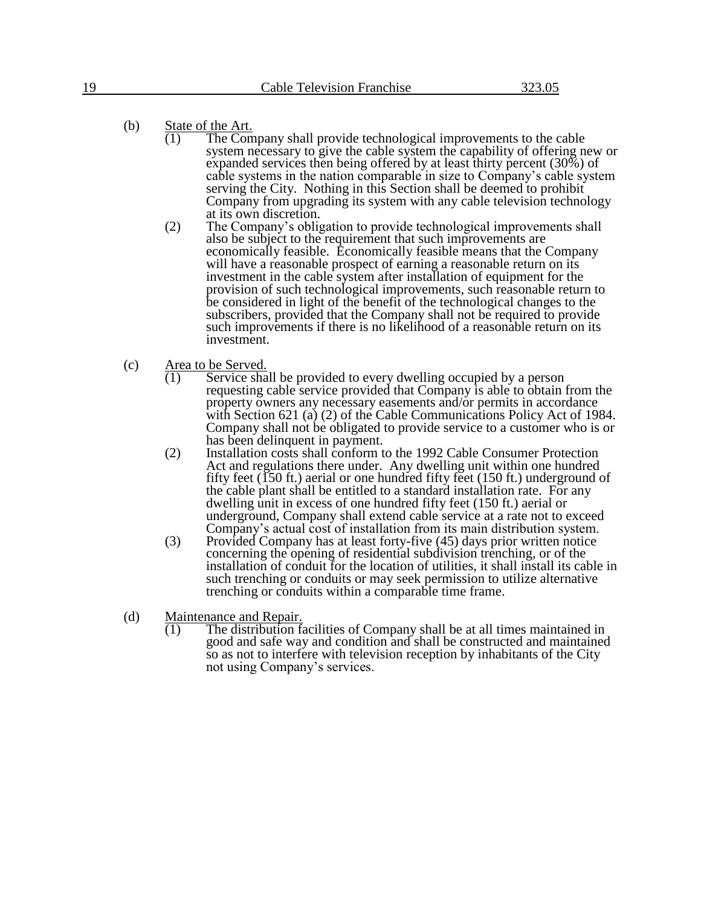(b) State of the Art.

(1) The Company shall provide technological improvements to the cable system necessary to give the cable system the capability of offering new or expanded services then being offered by at least thirty percent (30%) of cable systems in the nation comparable in size to Company's cable system serving the City. Nothing in this Section shall be deemed to prohibit Company from upgrading its system with any cable television technology at its own discretion.

(2) The Company's obligation to provide technological improvements shall also be subject to the requirement that such improvements are economically feasible. Economically feasible means that the Company will have a reasonable prospect of earning a reasonable return on its investment in the cable system after installation of equipment for the provision of such technological improvements, such reasonable return to be considered in light of the benefit of the technological changes to the subscribers, provided that the Company shall not be required to provide such improvements if there is no likelihood of a reasonable return on its investment.

(c) Area to be Served.

(1) Service shall be provided to every dwelling occupied by a person requesting cable service provided that Company is able to obtain from the property owners any necessary easements and/or permits in accordance with Section 621 (a) (2) of the Cable Communications Policy Act of 1984. Company shall not be obligated to provide service to a customer who is or has been delinquent in payment.

(2) Installation costs shall conform to the 1992 Cable Consumer Protection Act and regulations there under. Any dwelling unit within one hundred fifty feet (150 ft.) aerial or one hundred fifty feet (150 ft.) underground of the cable plant shall be entitled to a standard installation rate. For any dwelling unit in excess of one hundred fifty feet (150 ft.) aerial or underground, Company shall extend cable service at a rate not to exceed Company's actual cost of installation from its main distribution system.

(3) Provided Company has at least forty-five (45) days prior written notice concerning the opening of residential subdivision trenching, or of the installation of conduit for the location of utilities, it shall install its cable in such trenching or conduits or may seek permission to utilize alternative trenching or conduits within a comparable time frame.

(d) Maintenance and Repair.

(1) The distribution facilities of Company shall be at all times maintained in good and safe way and condition and shall be constructed and maintained so as not to interfere with television reception by inhabitants of the City not using Company's services.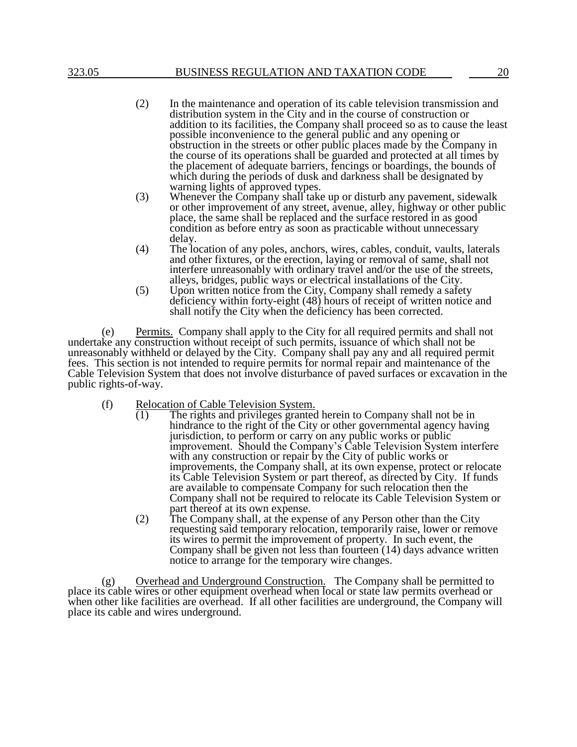(2) In the maintenance and operation of its cable television transmission and distribution system in the City and in the course of construction or addition to its facilities, the Company shall proceed so as to cause the least possible inconvenience to the general public and any opening or obstruction in the streets or other public places made by the Company in the course of its operations shall be guarded and protected at all times by the placement of adequate barriers, fencings or boardings, the bounds of which during the periods of dusk and darkness shall be designated by warning lights of approved types.

(3) Whenever the Company shall take up or disturb any pavement, sidewalk or other improvement of any street, avenue, alley, highway or other public place, the same shall be replaced and the surface restored in as good condition as before entry as soon as practicable without unnecessary delay.

(4) The location of any poles, anchors, wires, cables, conduit, vaults, laterals and other fixtures, or the erection, laying or removal of same, shall not interfere unreasonably with ordinary travel and/or the use of the streets, alleys, bridges, public ways or electrical installations of the City.

(5) Upon written notice from the City, Company shall remedy a safety deficiency within forty-eight (48) hours of receipt of written notice and shall notify the City when the deficiency has been corrected.

(e) Permits. Company shall apply to the City for all required permits and shall not undertake any construction without receipt of such permits, issuance of which shall not be unreasonably withheld or delayed by the City. Company shall pay any and all required permit fees. This section is not intended to require permits for normal repair and maintenance of the Cable Television System that does not involve disturbance of paved surfaces or excavation in the public rights-of-way.

(f) Relocation of Cable Television System.

(1) The rights and privileges granted herein to Company shall not be in hindrance to the right of the City or other governmental agency having jurisdiction, to perform or carry on any public works or public improvement. Should the Company's Cable Television System interfere with any construction or repair by the City of public works or improvements, the Company shall, at its own expense, protect or relocate its Cable Television System or part thereof, as directed by City. If funds are available to compensate Company for such relocation then the Company shall not be required to relocate its Cable Television System or part thereof at its own expense.

(2) The Company shall, at the expense of any Person other than the City requesting said temporary relocation, temporarily raise, lower or remove its wires to permit the improvement of property. In such event, the Company shall be given not less than fourteen (14) days advance written notice to arrange for the temporary wire changes.

(g) Overhead and Underground Construction. The Company shall be permitted to place its cable wires or other equipment overhead when local or state law permits overhead or when other like facilities are overhead. If all other facilities are underground, the Company will place its cable and wires underground.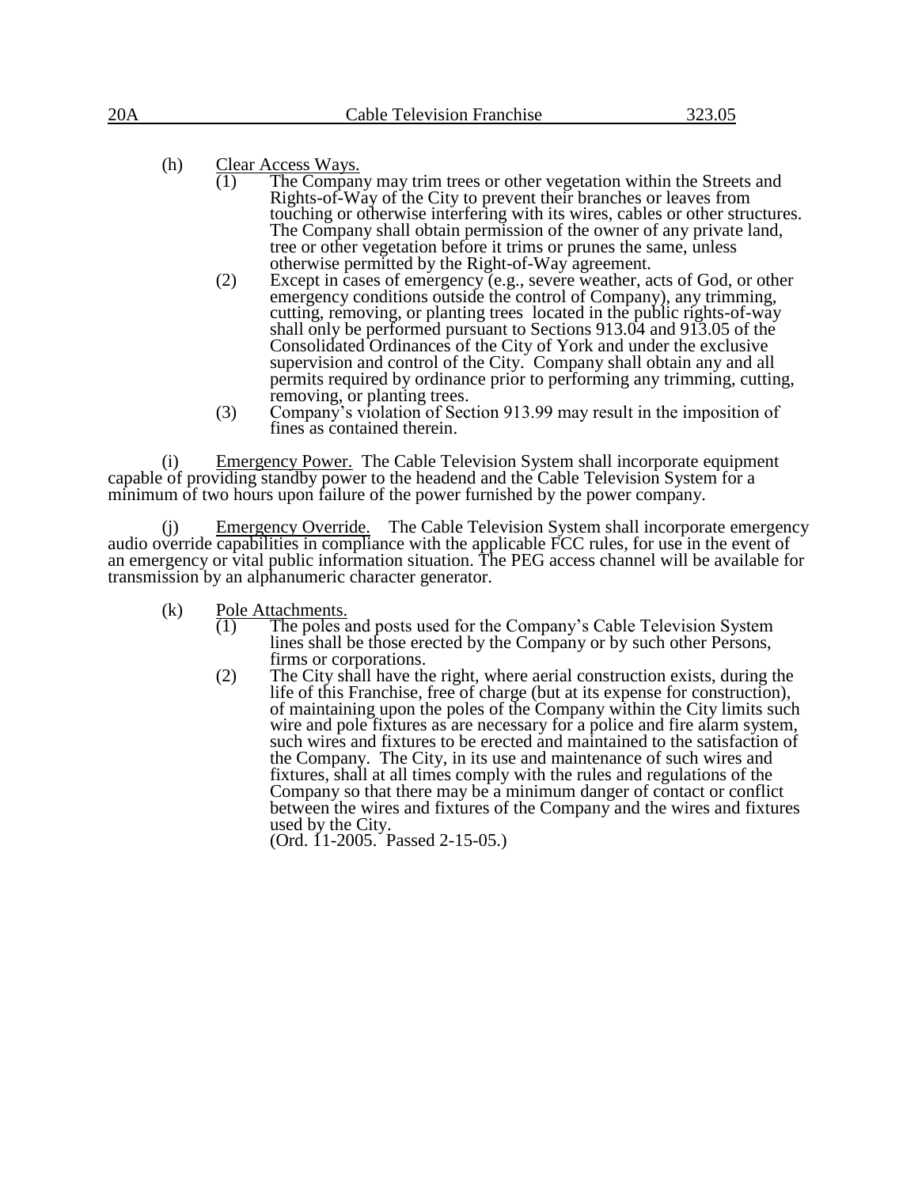(h) Clear Access Ways.

(1) The Company may trim trees or other vegetation within the Streets and Rights-of-Way of the City to prevent their branches or leaves from touching or otherwise interfering with its wires, cables or other structures. The Company shall obtain permission of the owner of any private land, tree or other vegetation before it trims or prunes the same, unless otherwise permitted by the Right-of-Way agreement.

(2) Except in cases of emergency (e.g., severe weather, acts of God, or other emergency conditions outside the control of Company), any trimming, cutting, removing, or planting trees located in the public rights-of-way shall only be performed pursuant to Sections 913.04 and 913.05 of the Consolidated Ordinances of the City of York and under the exclusive supervision and control of the City. Company shall obtain any and all permits required by ordinance prior to performing any trimming, cutting, removing, or planting trees.

(3) Company's violation of Section 913.99 may result in the imposition of fines as contained therein.

(i) Emergency Power. The Cable Television System shall incorporate equipment capable of providing standby power to the headend and the Cable Television System for a minimum of two hours upon failure of the power furnished by the power company.

(j) Emergency Override. The Cable Television System shall incorporate emergency audio override capabilities in compliance with the applicable FCC rules, for use in the event of an emergency or vital public information situation. The PEG access channel will be available for transmission by an alphanumeric character generator.

(k) Pole Attachments.

(1) The poles and posts used for the Company's Cable Television System lines shall be those erected by the Company or by such other Persons, firms or corporations.

(2) The City shall have the right, where aerial construction exists, during the life of this Franchise, free of charge (but at its expense for construction), of maintaining upon the poles of the Company within the City limits such wire and pole fixtures as are necessary for a police and fire alarm system, such wires and fixtures to be erected and maintained to the satisfaction of the Company. The City, in its use and maintenance of such wires and fixtures, shall at all times comply with the rules and regulations of the Company so that there may be a minimum danger of contact or conflict between the wires and fixtures of the Company and the wires and fixtures used by the City.

(Ord. 11-2005. Passed 2-15-05.)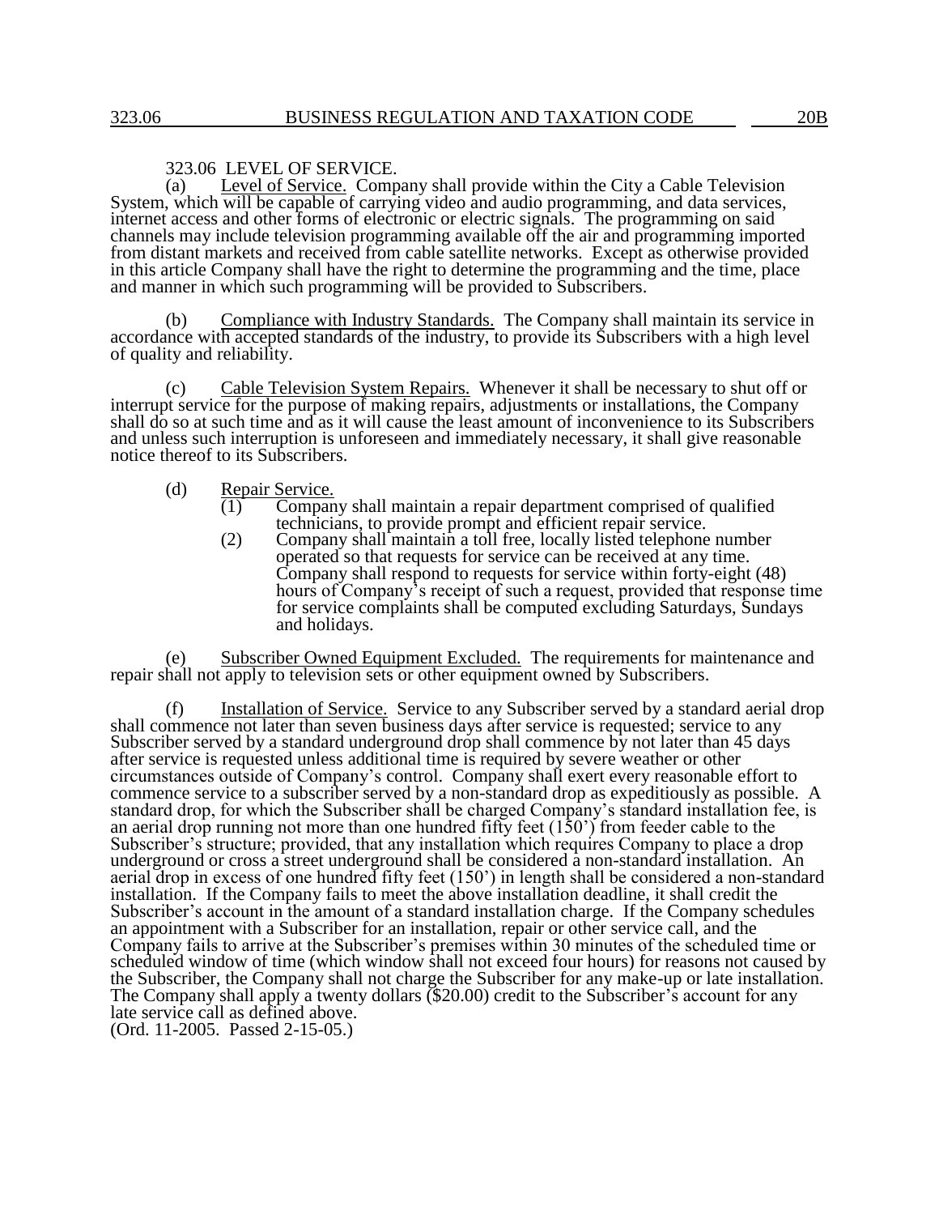### 323.06 LEVEL OF SERVICE.

(a) Level of Service. Company shall provide within the City a Cable Television System, which will be capable of carrying video and audio programming, and data services, internet access and other forms of electronic or electric signals. The programming on said channels may include television programming available off the air and programming imported from distant markets and received from cable satellite networks. Except as otherwise provided in this article Company shall have the right to determine the programming and the time, place and manner in which such programming will be provided to Subscribers.

(b) Compliance with Industry Standards. The Company shall maintain its service in accordance with accepted standards of the industry, to provide its Subscribers with a high level of quality and reliability.

(c) Cable Television System Repairs. Whenever it shall be necessary to shut off or interrupt service for the purpose of making repairs, adjustments or installations, the Company shall do so at such time and as it will cause the least amount of inconvenience to its Subscribers and unless such interruption is unforeseen and immediately necessary, it shall give reasonable notice thereof to its Subscribers.

(d) Repair Service.

(1) Company shall maintain a repair department comprised of qualified technicians, to provide prompt and efficient repair service.

(2) Company shall maintain a toll free, locally listed telephone number operated so that requests for service can be received at any time. Company shall respond to requests for service within forty-eight (48) hours of Company's receipt of such a request, provided that response time for service complaints shall be computed excluding Saturdays, Sundays and holidays.

(e) Subscriber Owned Equipment Excluded. The requirements for maintenance and repair shall not apply to television sets or other equipment owned by Subscribers.

(f) Installation of Service. Service to any Subscriber served by a standard aerial drop shall commence not later than seven business days after service is requested; service to any Subscriber served by a standard underground drop shall commence by not later than 45 days after service is requested unless additional time is required by severe weather or other circumstances outside of Company's control. Company shall exert every reasonable effort to commence service to a subscriber served by a non-standard drop as expeditiously as possible. A standard drop, for which the Subscriber shall be charged Company's standard installation fee, is an aerial drop running not more than one hundred fifty feet (150') from feeder cable to the Subscriber's structure; provided, that any installation which requires Company to place a drop underground or cross a street underground shall be considered a non-standard installation. An aerial drop in excess of one hundred fifty feet (150') in length shall be considered a non-standard installation. If the Company fails to meet the above installation deadline, it shall credit the Subscriber's account in the amount of a standard installation charge. If the Company schedules an appointment with a Subscriber for an installation, repair or other service call, and the Company fails to arrive at the Subscriber's premises within 30 minutes of the scheduled time or scheduled window of time (which window shall not exceed four hours) for reasons not caused by the Subscriber, the Company shall not charge the Subscriber for any make-up or late installation. The Company shall apply a twenty dollars ($20.00) credit to the Subscriber's account for any late service call as defined above.
(Ord. 11-2005. Passed 2-15-05.)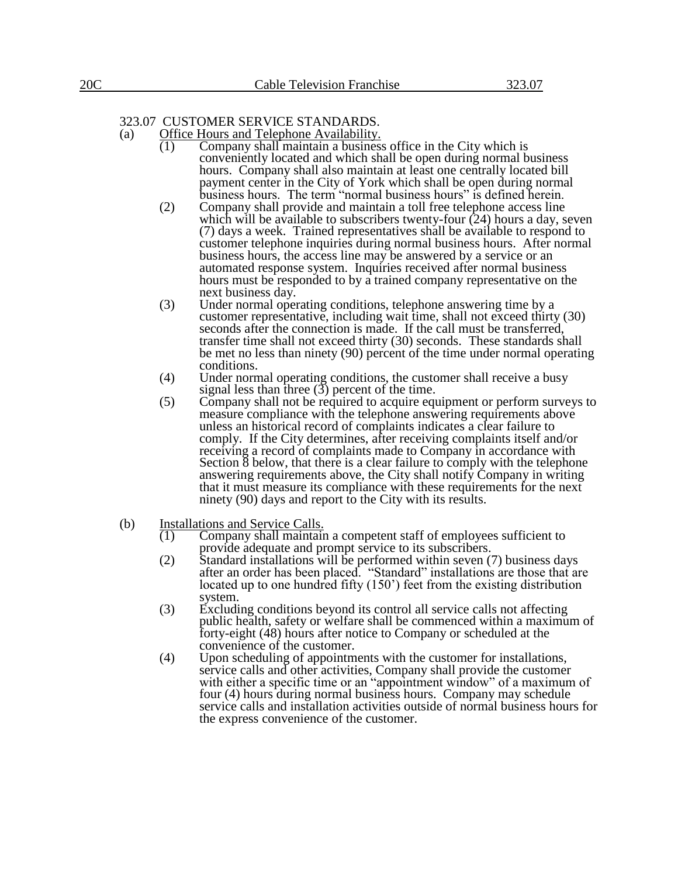## 323.07 CUSTOMER SERVICE STANDARDS.

(a) Office Hours and Telephone Availability.

(1) Company shall maintain a business office in the City which is conveniently located and which shall be open during normal business hours. Company shall also maintain at least one centrally located bill payment center in the City of York which shall be open during normal business hours. The term "normal business hours" is defined herein.

(2) Company shall provide and maintain a toll free telephone access line which will be available to subscribers twenty-four (24) hours a day, seven (7) days a week. Trained representatives shall be available to respond to customer telephone inquiries during normal business hours. After normal business hours, the access line may be answered by a service or an automated response system. Inquiries received after normal business hours must be responded to by a trained company representative on the next business day.

(3) Under normal operating conditions, telephone answering time by a customer representative, including wait time, shall not exceed thirty (30) seconds after the connection is made. If the call must be transferred, transfer time shall not exceed thirty (30) seconds. These standards shall be met no less than ninety (90) percent of the time under normal operating conditions.

(4) Under normal operating conditions, the customer shall receive a busy signal less than three (3) percent of the time.

(5) Company shall not be required to acquire equipment or perform surveys to measure compliance with the telephone answering requirements above unless an historical record of complaints indicates a clear failure to comply. If the City determines, after receiving complaints itself and/or receiving a record of complaints made to Company in accordance with Section 8 below, that there is a clear failure to comply with the telephone answering requirements above, the City shall notify Company in writing that it must measure its compliance with these requirements for the next ninety (90) days and report to the City with its results.

(b) Installations and Service Calls.

(1) Company shall maintain a competent staff of employees sufficient to provide adequate and prompt service to its subscribers.

(2) Standard installations will be performed within seven (7) business days after an order has been placed. "Standard" installations are those that are located up to one hundred fifty (150') feet from the existing distribution system.

(3) Excluding conditions beyond its control all service calls not affecting public health, safety or welfare shall be commenced within a maximum of forty-eight (48) hours after notice to Company or scheduled at the convenience of the customer.

(4) Upon scheduling of appointments with the customer for installations, service calls and other activities, Company shall provide the customer with either a specific time or an "appointment window" of a maximum of four (4) hours during normal business hours. Company may schedule service calls and installation activities outside of normal business hours for the express convenience of the customer.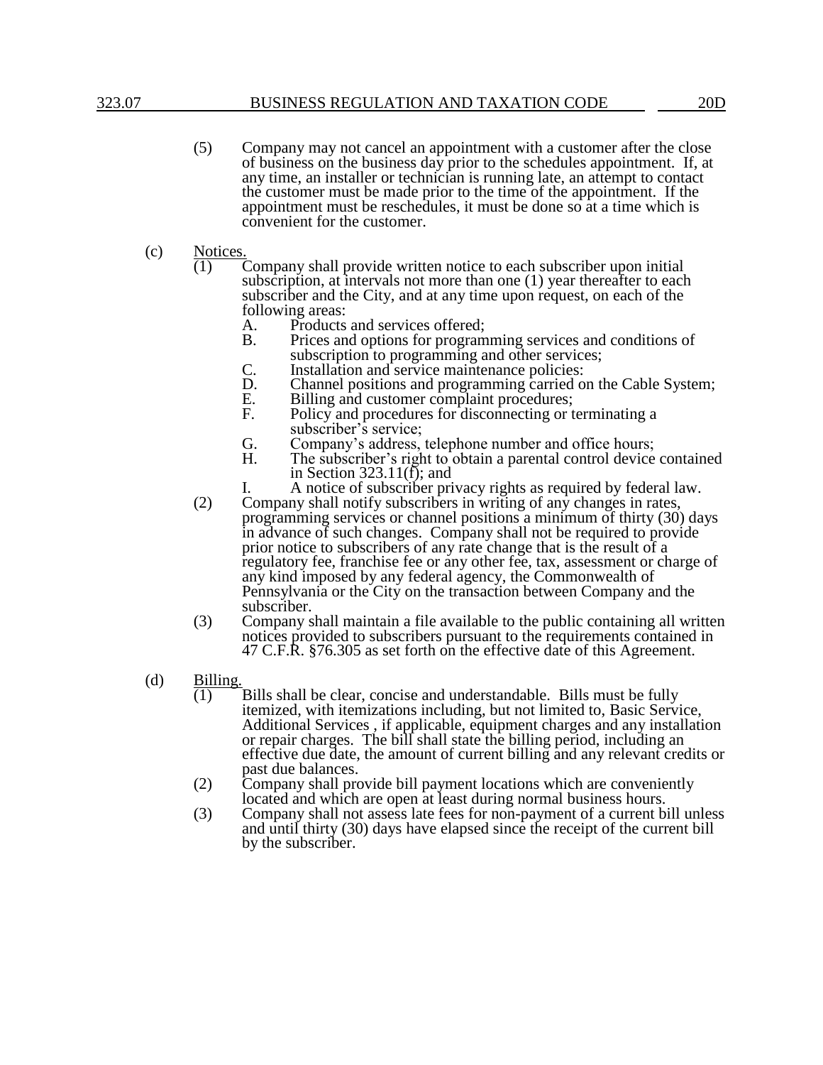(5) Company may not cancel an appointment with a customer after the close of business on the business day prior to the schedules appointment. If, at any time, an installer or technician is running late, an attempt to contact the customer must be made prior to the time of the appointment. If the appointment must be reschedules, it must be done so at a time which is convenient for the customer.

(c) Notices.

(1) Company shall provide written notice to each subscriber upon initial subscription, at intervals not more than one (1) year thereafter to each subscriber and the City, and at any time upon request, on each of the following areas:

A. Products and services offered;
B. Prices and options for programming services and conditions of subscription to programming and other services;
C. Installation and service maintenance policies:
D. Channel positions and programming carried on the Cable System;
E. Billing and customer complaint procedures;
F. Policy and procedures for disconnecting or terminating a subscriber's service;
G. Company's address, telephone number and office hours;
H. The subscriber's right to obtain a parental control device contained in Section 323.11(f); and
I. A notice of subscriber privacy rights as required by federal law.

(2) Company shall notify subscribers in writing of any changes in rates, programming services or channel positions a minimum of thirty (30) days in advance of such changes. Company shall not be required to provide prior notice to subscribers of any rate change that is the result of a regulatory fee, franchise fee or any other fee, tax, assessment or charge of any kind imposed by any federal agency, the Commonwealth of Pennsylvania or the City on the transaction between Company and the subscriber.

(3) Company shall maintain a file available to the public containing all written notices provided to subscribers pursuant to the requirements contained in 47 C.F.R. §76.305 as set forth on the effective date of this Agreement.

(d) Billing.

(1) Bills shall be clear, concise and understandable. Bills must be fully itemized, with itemizations including, but not limited to, Basic Service, Additional Services , if applicable, equipment charges and any installation or repair charges. The bill shall state the billing period, including an effective due date, the amount of current billing and any relevant credits or past due balances.

(2) Company shall provide bill payment locations which are conveniently located and which are open at least during normal business hours.

(3) Company shall not assess late fees for non-payment of a current bill unless and until thirty (30) days have elapsed since the receipt of the current bill by the subscriber.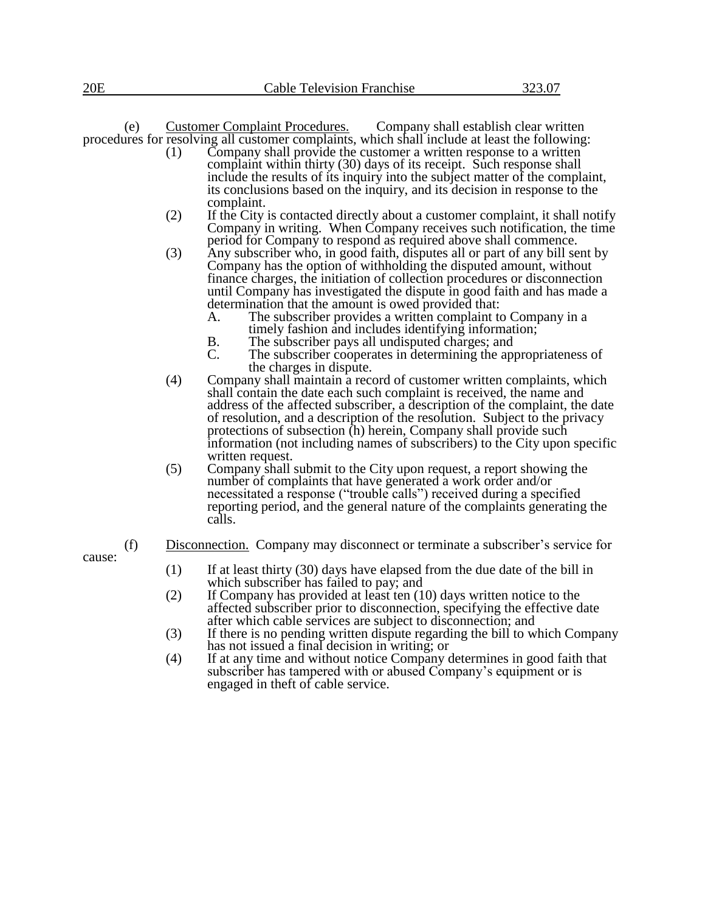(e) Customer Complaint Procedures. Company shall establish clear written procedures for resolving all customer complaints, which shall include at least the following:

(1) Company shall provide the customer a written response to a written complaint within thirty (30) days of its receipt. Such response shall include the results of its inquiry into the subject matter of the complaint, its conclusions based on the inquiry, and its decision in response to the complaint.

(2) If the City is contacted directly about a customer complaint, it shall notify Company in writing. When Company receives such notification, the time period for Company to respond as required above shall commence.

(3) Any subscriber who, in good faith, disputes all or part of any bill sent by Company has the option of withholding the disputed amount, without finance charges, the initiation of collection procedures or disconnection until Company has investigated the dispute in good faith and has made a determination that the amount is owed provided that:

A. The subscriber provides a written complaint to Company in a timely fashion and includes identifying information;

B. The subscriber pays all undisputed charges; and

C. The subscriber cooperates in determining the appropriateness of the charges in dispute.

(4) Company shall maintain a record of customer written complaints, which shall contain the date each such complaint is received, the name and address of the affected subscriber, a description of the complaint, the date of resolution, and a description of the resolution. Subject to the privacy protections of subsection (h) herein, Company shall provide such information (not including names of subscribers) to the City upon specific written request.

(5) Company shall submit to the City upon request, a report showing the number of complaints that have generated a work order and/or necessitated a response ("trouble calls") received during a specified reporting period, and the general nature of the complaints generating the calls.

(f) Disconnection. Company may disconnect or terminate a subscriber's service for cause:

(1) If at least thirty (30) days have elapsed from the due date of the bill in which subscriber has failed to pay; and

(2) If Company has provided at least ten (10) days written notice to the affected subscriber prior to disconnection, specifying the effective date after which cable services are subject to disconnection; and

(3) If there is no pending written dispute regarding the bill to which Company has not issued a final decision in writing; or

(4) If at any time and without notice Company determines in good faith that subscriber has tampered with or abused Company's equipment or is engaged in theft of cable service.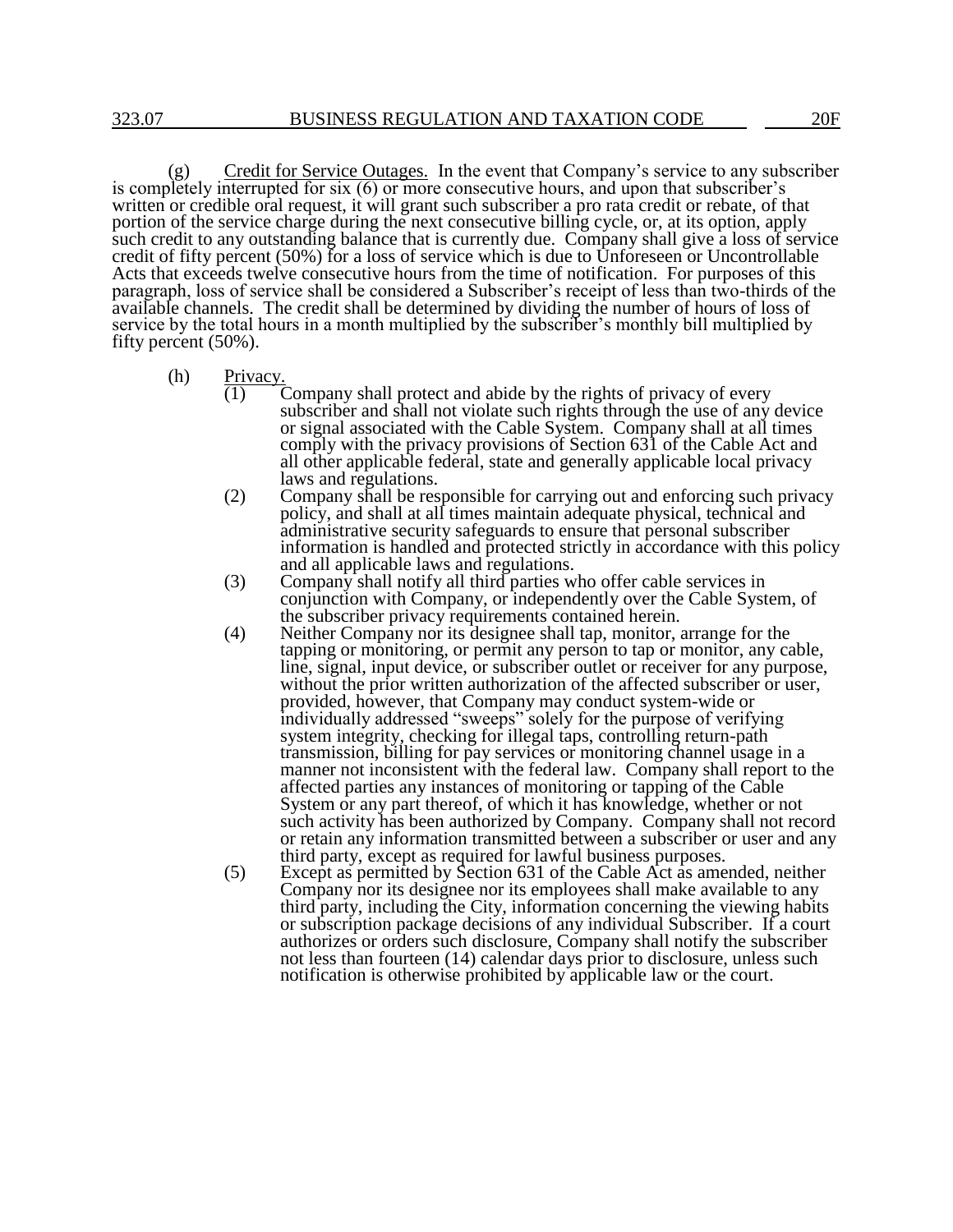(g) Credit for Service Outages. In the event that Company's service to any subscriber is completely interrupted for six (6) or more consecutive hours, and upon that subscriber's written or credible oral request, it will grant such subscriber a pro rata credit or rebate, of that portion of the service charge during the next consecutive billing cycle, or, at its option, apply such credit to any outstanding balance that is currently due. Company shall give a loss of service credit of fifty percent (50%) for a loss of service which is due to Unforeseen or Uncontrollable Acts that exceeds twelve consecutive hours from the time of notification. For purposes of this paragraph, loss of service shall be considered a Subscriber's receipt of less than two-thirds of the available channels. The credit shall be determined by dividing the number of hours of loss of service by the total hours in a month multiplied by the subscriber's monthly bill multiplied by fifty percent (50%).

(h) Privacy.

(1) Company shall protect and abide by the rights of privacy of every subscriber and shall not violate such rights through the use of any device or signal associated with the Cable System. Company shall at all times comply with the privacy provisions of Section 631 of the Cable Act and all other applicable federal, state and generally applicable local privacy laws and regulations.

(2) Company shall be responsible for carrying out and enforcing such privacy policy, and shall at all times maintain adequate physical, technical and administrative security safeguards to ensure that personal subscriber information is handled and protected strictly in accordance with this policy and all applicable laws and regulations.

(3) Company shall notify all third parties who offer cable services in conjunction with Company, or independently over the Cable System, of the subscriber privacy requirements contained herein.

(4) Neither Company nor its designee shall tap, monitor, arrange for the tapping or monitoring, or permit any person to tap or monitor, any cable, line, signal, input device, or subscriber outlet or receiver for any purpose, without the prior written authorization of the affected subscriber or user, provided, however, that Company may conduct system-wide or individually addressed "sweeps" solely for the purpose of verifying system integrity, checking for illegal taps, controlling return-path transmission, billing for pay services or monitoring channel usage in a manner not inconsistent with the federal law. Company shall report to the affected parties any instances of monitoring or tapping of the Cable System or any part thereof, of which it has knowledge, whether or not such activity has been authorized by Company. Company shall not record or retain any information transmitted between a subscriber or user and any third party, except as required for lawful business purposes.

(5) Except as permitted by Section 631 of the Cable Act as amended, neither Company nor its designee nor its employees shall make available to any third party, including the City, information concerning the viewing habits or subscription package decisions of any individual Subscriber. If a court authorizes or orders such disclosure, Company shall notify the subscriber not less than fourteen (14) calendar days prior to disclosure, unless such notification is otherwise prohibited by applicable law or the court.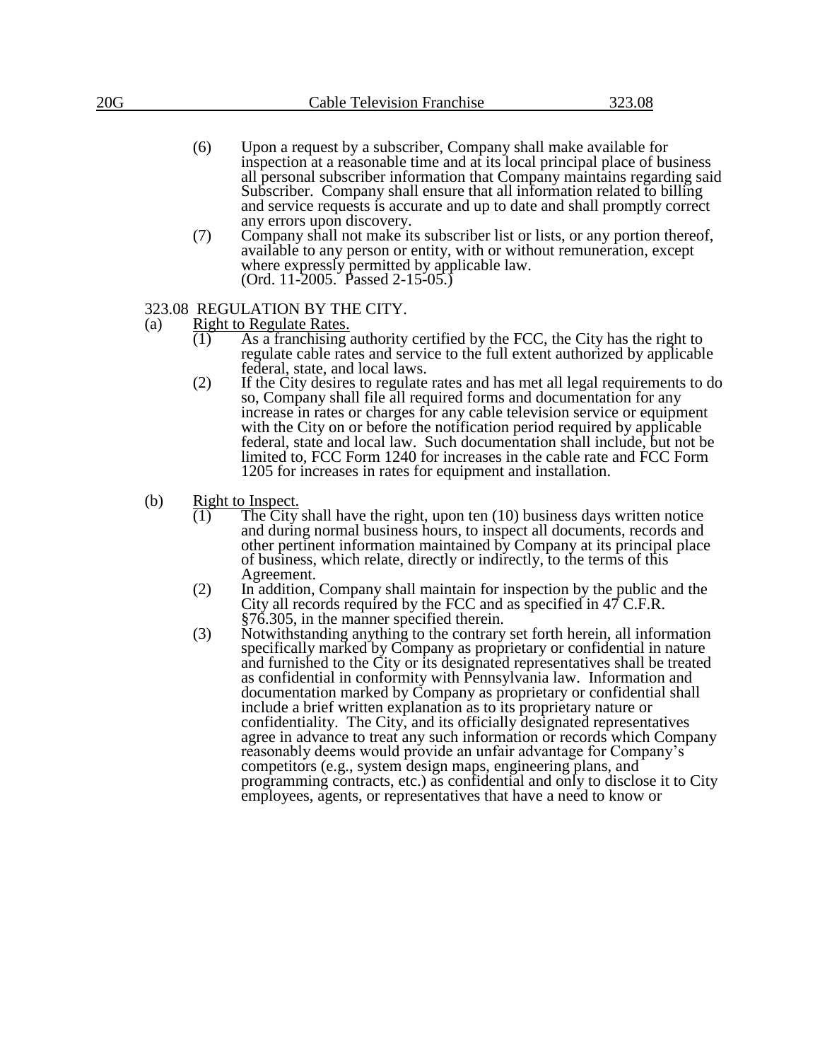(6) Upon a request by a subscriber, Company shall make available for inspection at a reasonable time and at its local principal place of business all personal subscriber information that Company maintains regarding said Subscriber. Company shall ensure that all information related to billing and service requests is accurate and up to date and shall promptly correct any errors upon discovery.

(7) Company shall not make its subscriber list or lists, or any portion thereof, available to any person or entity, with or without remuneration, except where expressly permitted by applicable law.
(Ord. 11-2005. Passed 2-15-05.)

## 323.08 REGULATION BY THE CITY.

(a) Right to Regulate Rates.

(1) As a franchising authority certified by the FCC, the City has the right to regulate cable rates and service to the full extent authorized by applicable federal, state, and local laws.

(2) If the City desires to regulate rates and has met all legal requirements to do so, Company shall file all required forms and documentation for any increase in rates or charges for any cable television service or equipment with the City on or before the notification period required by applicable federal, state and local law. Such documentation shall include, but not be limited to, FCC Form 1240 for increases in the cable rate and FCC Form 1205 for increases in rates for equipment and installation.

(b) Right to Inspect.

(1) The City shall have the right, upon ten (10) business days written notice and during normal business hours, to inspect all documents, records and other pertinent information maintained by Company at its principal place of business, which relate, directly or indirectly, to the terms of this Agreement.

(2) In addition, Company shall maintain for inspection by the public and the City all records required by the FCC and as specified in 47 C.F.R. §76.305, in the manner specified therein.

(3) Notwithstanding anything to the contrary set forth herein, all information specifically marked by Company as proprietary or confidential in nature and furnished to the City or its designated representatives shall be treated as confidential in conformity with Pennsylvania law. Information and documentation marked by Company as proprietary or confidential shall include a brief written explanation as to its proprietary nature or confidentiality. The City, and its officially designated representatives agree in advance to treat any such information or records which Company reasonably deems would provide an unfair advantage for Company's competitors (e.g., system design maps, engineering plans, and programming contracts, etc.) as confidential and only to disclose it to City employees, agents, or representatives that have a need to know or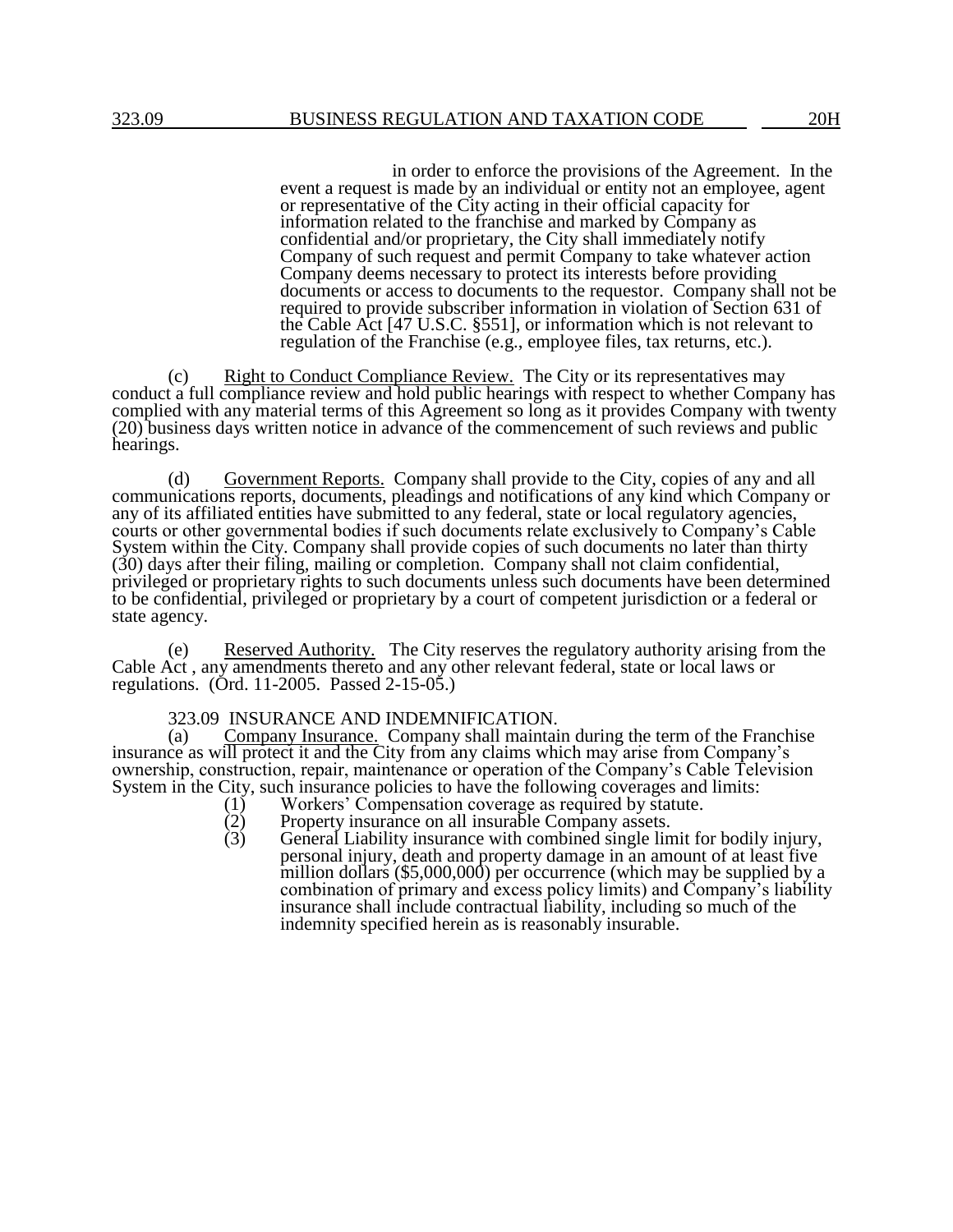in order to enforce the provisions of the Agreement. In the event a request is made by an individual or entity not an employee, agent or representative of the City acting in their official capacity for information related to the franchise and marked by Company as confidential and/or proprietary, the City shall immediately notify Company of such request and permit Company to take whatever action Company deems necessary to protect its interests before providing documents or access to documents to the requestor. Company shall not be required to provide subscriber information in violation of Section 631 of the Cable Act [47 U.S.C. §551], or information which is not relevant to regulation of the Franchise (e.g., employee files, tax returns, etc.).

(c) Right to Conduct Compliance Review. The City or its representatives may conduct a full compliance review and hold public hearings with respect to whether Company has complied with any material terms of this Agreement so long as it provides Company with twenty (20) business days written notice in advance of the commencement of such reviews and public hearings.

(d) Government Reports. Company shall provide to the City, copies of any and all communications reports, documents, pleadings and notifications of any kind which Company or any of its affiliated entities have submitted to any federal, state or local regulatory agencies, courts or other governmental bodies if such documents relate exclusively to Company's Cable System within the City. Company shall provide copies of such documents no later than thirty (30) days after their filing, mailing or completion. Company shall not claim confidential, privileged or proprietary rights to such documents unless such documents have been determined to be confidential, privileged or proprietary by a court of competent jurisdiction or a federal or state agency.

(e) Reserved Authority. The City reserves the regulatory authority arising from the Cable Act , any amendments thereto and any other relevant federal, state or local laws or regulations. (Ord. 11-2005. Passed 2-15-05.)

## 323.09 INSURANCE AND INDEMNIFICATION.

(a) Company Insurance. Company shall maintain during the term of the Franchise insurance as will protect it and the City from any claims which may arise from Company's ownership, construction, repair, maintenance or operation of the Company's Cable Television System in the City, such insurance policies to have the following coverages and limits:

(1) Workers' Compensation coverage as required by statute.

(2) Property insurance on all insurable Company assets.

(3) General Liability insurance with combined single limit for bodily injury, personal injury, death and property damage in an amount of at least five million dollars ($5,000,000) per occurrence (which may be supplied by a combination of primary and excess policy limits) and Company's liability insurance shall include contractual liability, including so much of the indemnity specified herein as is reasonably insurable.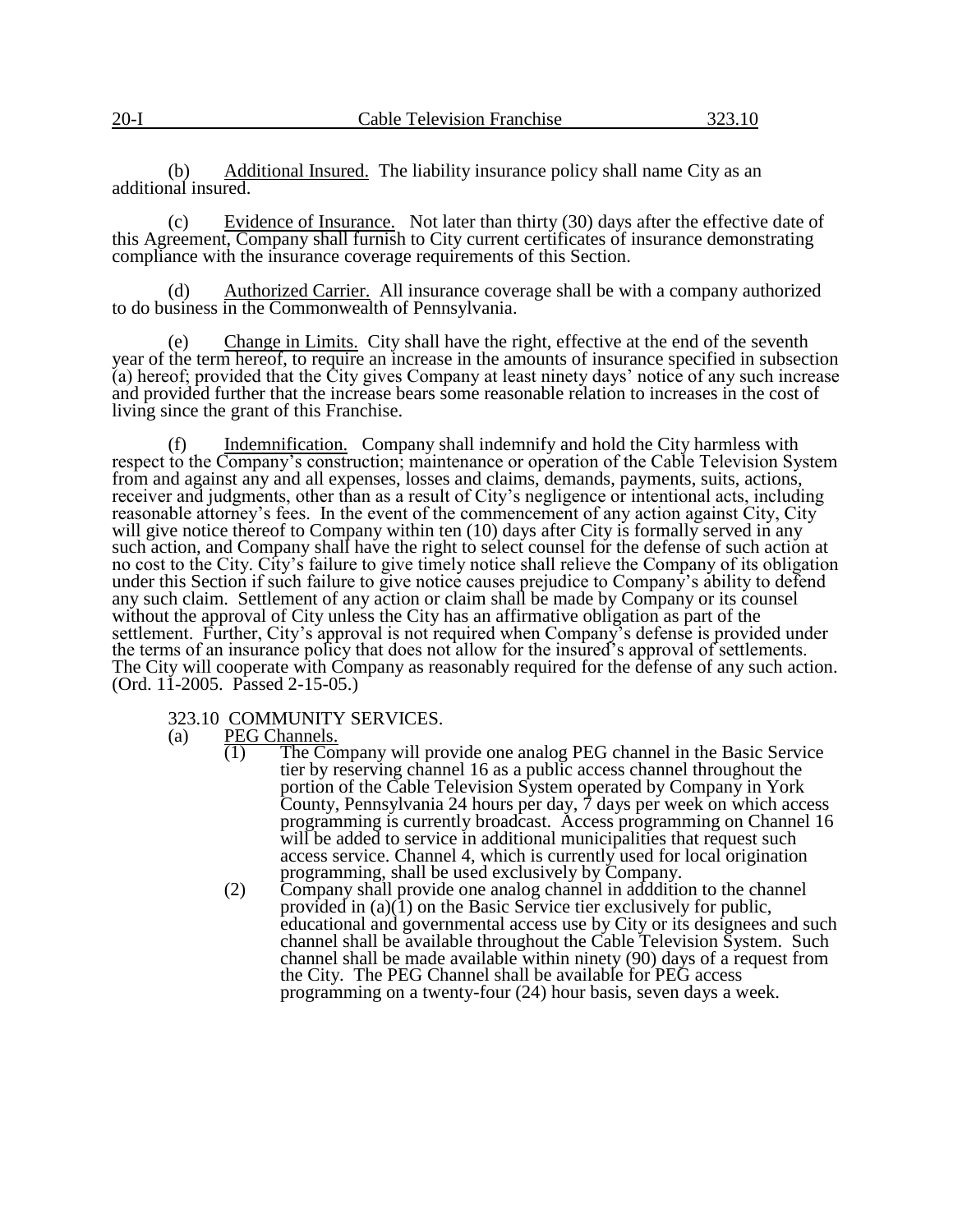(b) Additional Insured. The liability insurance policy shall name City as an additional insured.

(c) Evidence of Insurance. Not later than thirty (30) days after the effective date of this Agreement, Company shall furnish to City current certificates of insurance demonstrating compliance with the insurance coverage requirements of this Section.

(d) Authorized Carrier. All insurance coverage shall be with a company authorized to do business in the Commonwealth of Pennsylvania.

(e) Change in Limits. City shall have the right, effective at the end of the seventh year of the term hereof, to require an increase in the amounts of insurance specified in subsection (a) hereof; provided that the City gives Company at least ninety days' notice of any such increase and provided further that the increase bears some reasonable relation to increases in the cost of living since the grant of this Franchise.

(f) Indemnification. Company shall indemnify and hold the City harmless with respect to the Company's construction; maintenance or operation of the Cable Television System from and against any and all expenses, losses and claims, demands, payments, suits, actions, receiver and judgments, other than as a result of City's negligence or intentional acts, including reasonable attorney's fees. In the event of the commencement of any action against City, City will give notice thereof to Company within ten (10) days after City is formally served in any such action, and Company shall have the right to select counsel for the defense of such action at no cost to the City. City's failure to give timely notice shall relieve the Company of its obligation under this Section if such failure to give notice causes prejudice to Company's ability to defend any such claim. Settlement of any action or claim shall be made by Company or its counsel without the approval of City unless the City has an affirmative obligation as part of the settlement. Further, City's approval is not required when Company's defense is provided under the terms of an insurance policy that does not allow for the insured's approval of settlements. The City will cooperate with Company as reasonably required for the defense of any such action. (Ord. 11-2005. Passed 2-15-05.)

## 323.10 COMMUNITY SERVICES.

(a) PEG Channels.

(1) The Company will provide one analog PEG channel in the Basic Service tier by reserving channel 16 as a public access channel throughout the portion of the Cable Television System operated by Company in York County, Pennsylvania 24 hours per day, 7 days per week on which access programming is currently broadcast. Access programming on Channel 16 will be added to service in additional municipalities that request such access service. Channel 4, which is currently used for local origination programming, shall be used exclusively by Company.

(2) Company shall provide one analog channel in adddition to the channel provided in (a)(1) on the Basic Service tier exclusively for public, educational and governmental access use by City or its designees and such channel shall be available throughout the Cable Television System. Such channel shall be made available within ninety (90) days of a request from the City. The PEG Channel shall be available for PEG access programming on a twenty-four (24) hour basis, seven days a week.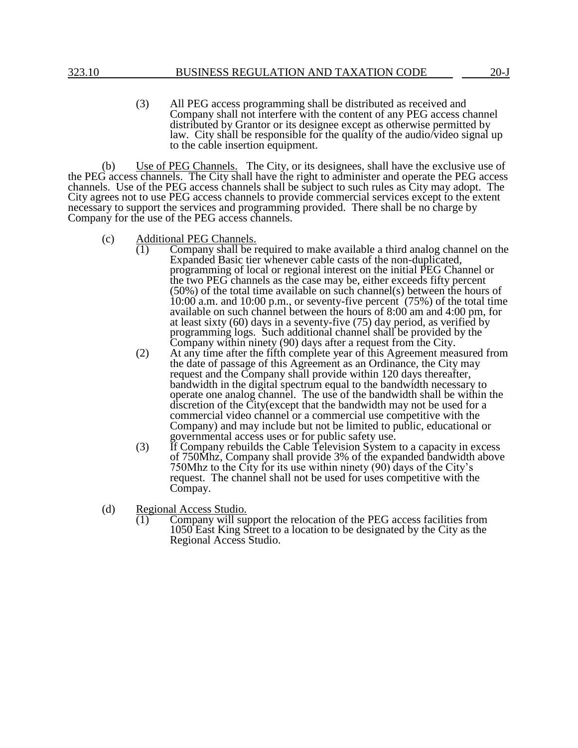(3) All PEG access programming shall be distributed as received and Company shall not interfere with the content of any PEG access channel distributed by Grantor or its designee except as otherwise permitted by law. City shall be responsible for the quality of the audio/video signal up to the cable insertion equipment.

(b) Use of PEG Channels. The City, or its designees, shall have the exclusive use of the PEG access channels. The City shall have the right to administer and operate the PEG access channels. Use of the PEG access channels shall be subject to such rules as City may adopt. The City agrees not to use PEG access channels to provide commercial services except to the extent necessary to support the services and programming provided. There shall be no charge by Company for the use of the PEG access channels.

(c) Additional PEG Channels.

(1) Company shall be required to make available a third analog channel on the Expanded Basic tier whenever cable casts of the non-duplicated, programming of local or regional interest on the initial PEG Channel or the two PEG channels as the case may be, either exceeds fifty percent (50%) of the total time available on such channel(s) between the hours of 10:00 a.m. and 10:00 p.m., or seventy-five percent (75%) of the total time available on such channel between the hours of 8:00 am and 4:00 pm, for at least sixty (60) days in a seventy-five (75) day period, as verified by programming logs. Such additional channel shall be provided by the Company within ninety (90) days after a request from the City.

(2) At any time after the fifth complete year of this Agreement measured from the date of passage of this Agreement as an Ordinance, the City may request and the Company shall provide within 120 days thereafter, bandwidth in the digital spectrum equal to the bandwidth necessary to operate one analog channel. The use of the bandwidth shall be within the discretion of the City(except that the bandwidth may not be used for a commercial video channel or a commercial use competitive with the Company) and may include but not be limited to public, educational or governmental access uses or for public safety use.

(3) If Company rebuilds the Cable Television System to a capacity in excess of 750Mhz, Company shall provide 3% of the expanded bandwidth above 750Mhz to the City for its use within ninety (90) days of the City's request. The channel shall not be used for uses competitive with the Compay.

(d) Regional Access Studio.

(1) Company will support the relocation of the PEG access facilities from 1050 East King Street to a location to be designated by the City as the Regional Access Studio.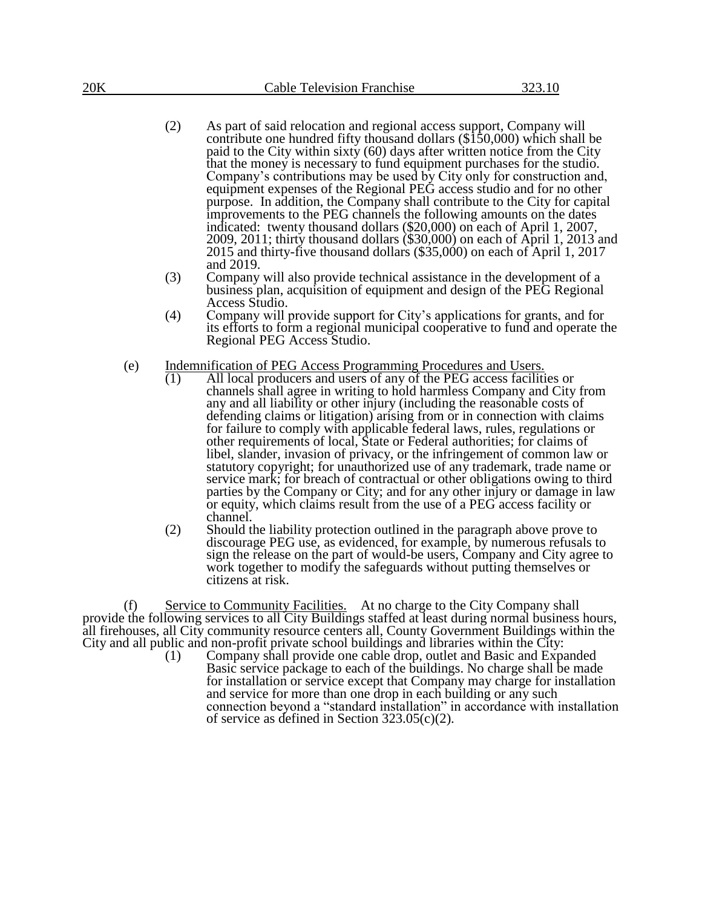(2) As part of said relocation and regional access support, Company will contribute one hundred fifty thousand dollars ($150,000) which shall be paid to the City within sixty (60) days after written notice from the City that the money is necessary to fund equipment purchases for the studio. Company's contributions may be used by City only for construction and, equipment expenses of the Regional PEG access studio and for no other purpose. In addition, the Company shall contribute to the City for capital improvements to the PEG channels the following amounts on the dates indicated: twenty thousand dollars ($20,000) on each of April 1, 2007, 2009, 2011; thirty thousand dollars ($30,000) on each of April 1, 2013 and 2015 and thirty-five thousand dollars ($35,000) on each of April 1, 2017 and 2019.

(3) Company will also provide technical assistance in the development of a business plan, acquisition of equipment and design of the PEG Regional Access Studio.

(4) Company will provide support for City's applications for grants, and for its efforts to form a regional municipal cooperative to fund and operate the Regional PEG Access Studio.

(e) Indemnification of PEG Access Programming Procedures and Users.

(1) All local producers and users of any of the PEG access facilities or channels shall agree in writing to hold harmless Company and City from any and all liability or other injury (including the reasonable costs of defending claims or litigation) arising from or in connection with claims for failure to comply with applicable federal laws, rules, regulations or other requirements of local, State or Federal authorities; for claims of libel, slander, invasion of privacy, or the infringement of common law or statutory copyright; for unauthorized use of any trademark, trade name or service mark; for breach of contractual or other obligations owing to third parties by the Company or City; and for any other injury or damage in law or equity, which claims result from the use of a PEG access facility or channel.

(2) Should the liability protection outlined in the paragraph above prove to discourage PEG use, as evidenced, for example, by numerous refusals to sign the release on the part of would-be users, Company and City agree to work together to modify the safeguards without putting themselves or citizens at risk.

(f) Service to Community Facilities. At no charge to the City Company shall provide the following services to all City Buildings staffed at least during normal business hours, all firehouses, all City community resource centers all, County Government Buildings within the City and all public and non-profit private school buildings and libraries within the City:

(1) Company shall provide one cable drop, outlet and Basic and Expanded Basic service package to each of the buildings. No charge shall be made for installation or service except that Company may charge for installation and service for more than one drop in each building or any such connection beyond a "standard installation" in accordance with installation of service as defined in Section 323.05(c)(2).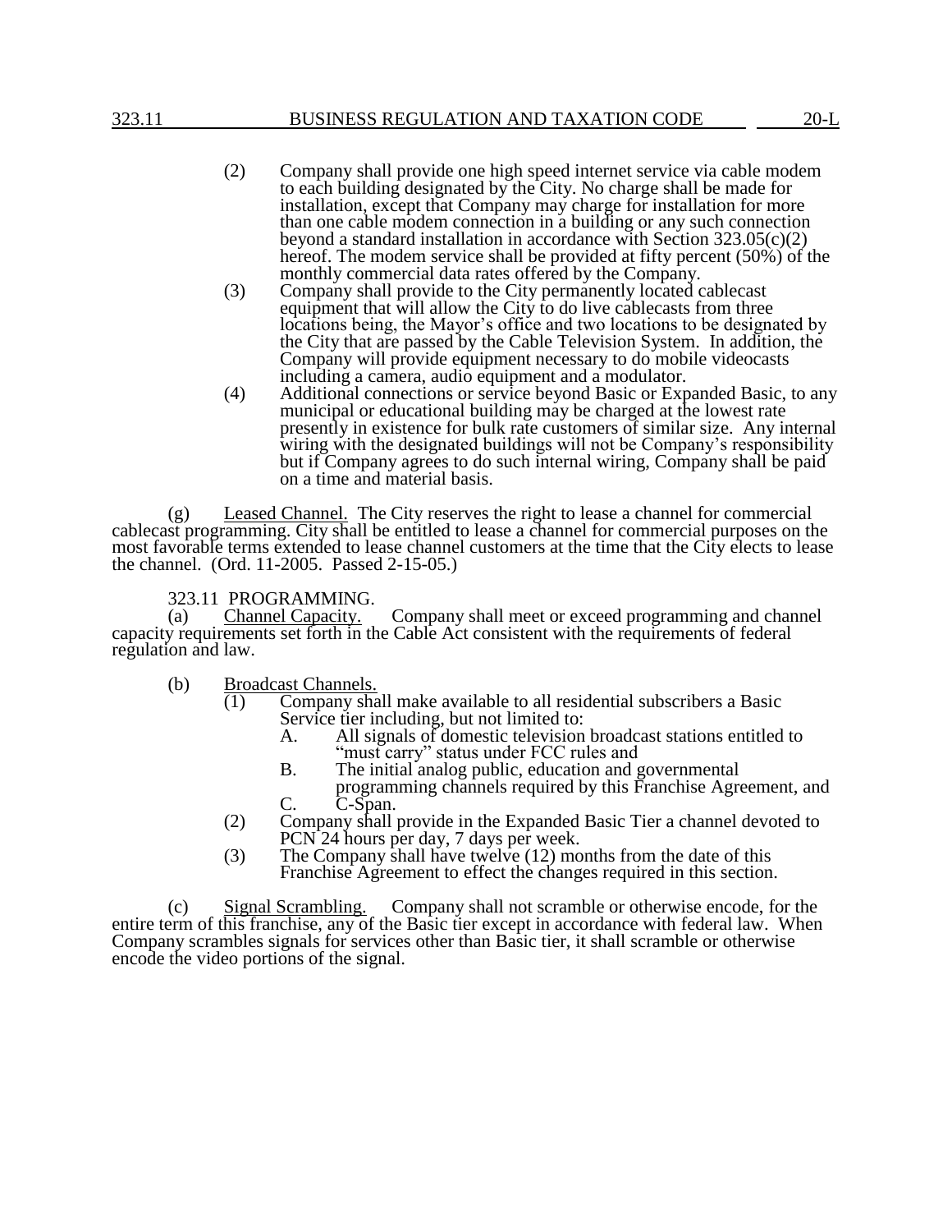(2) Company shall provide one high speed internet service via cable modem to each building designated by the City. No charge shall be made for installation, except that Company may charge for installation for more than one cable modem connection in a building or any such connection beyond a standard installation in accordance with Section 323.05(c)(2) hereof. The modem service shall be provided at fifty percent (50%) of the monthly commercial data rates offered by the Company.

(3) Company shall provide to the City permanently located cablecast equipment that will allow the City to do live cablecasts from three locations being, the Mayor's office and two locations to be designated by the City that are passed by the Cable Television System. In addition, the Company will provide equipment necessary to do mobile videocasts including a camera, audio equipment and a modulator.

(4) Additional connections or service beyond Basic or Expanded Basic, to any municipal or educational building may be charged at the lowest rate presently in existence for bulk rate customers of similar size. Any internal wiring with the designated buildings will not be Company's responsibility but if Company agrees to do such internal wiring, Company shall be paid on a time and material basis.

(g) Leased Channel. The City reserves the right to lease a channel for commercial cablecast programming. City shall be entitled to lease a channel for commercial purposes on the most favorable terms extended to lease channel customers at the time that the City elects to lease the channel. (Ord. 11-2005. Passed 2-15-05.)

## 323.11 PROGRAMMING.

(a) Channel Capacity. Company shall meet or exceed programming and channel capacity requirements set forth in the Cable Act consistent with the requirements of federal regulation and law.

(b) Broadcast Channels.

(1) Company shall make available to all residential subscribers a Basic Service tier including, but not limited to:

A. All signals of domestic television broadcast stations entitled to "must carry" status under FCC rules and

B. The initial analog public, education and governmental programming channels required by this Franchise Agreement, and

C. C-Span.

(2) Company shall provide in the Expanded Basic Tier a channel devoted to PCN 24 hours per day, 7 days per week.

(3) The Company shall have twelve (12) months from the date of this Franchise Agreement to effect the changes required in this section.

(c) Signal Scrambling. Company shall not scramble or otherwise encode, for the entire term of this franchise, any of the Basic tier except in accordance with federal law. When Company scrambles signals for services other than Basic tier, it shall scramble or otherwise encode the video portions of the signal.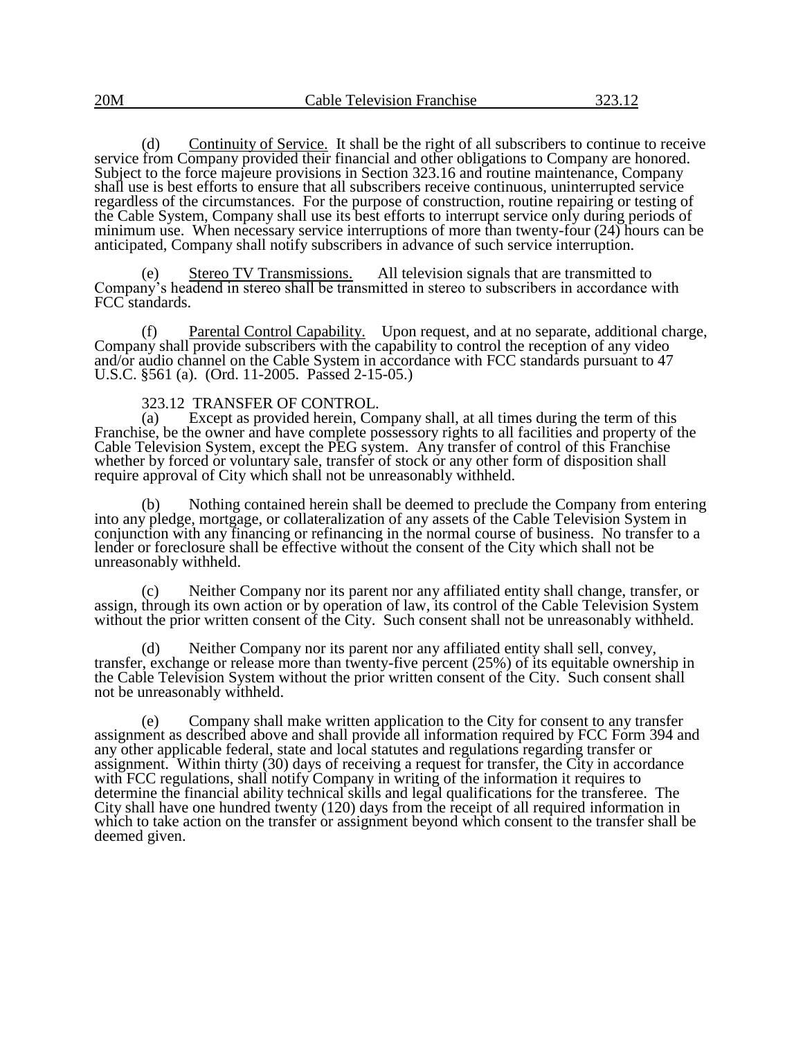(d) Continuity of Service. It shall be the right of all subscribers to continue to receive service from Company provided their financial and other obligations to Company are honored. Subject to the force majeure provisions in Section 323.16 and routine maintenance, Company shall use is best efforts to ensure that all subscribers receive continuous, uninterrupted service regardless of the circumstances. For the purpose of construction, routine repairing or testing of the Cable System, Company shall use its best efforts to interrupt service only during periods of minimum use. When necessary service interruptions of more than twenty-four (24) hours can be anticipated, Company shall notify subscribers in advance of such service interruption.

(e) Stereo TV Transmissions. All television signals that are transmitted to Company's headend in stereo shall be transmitted in stereo to subscribers in accordance with FCC standards.

(f) Parental Control Capability. Upon request, and at no separate, additional charge, Company shall provide subscribers with the capability to control the reception of any video and/or audio channel on the Cable System in accordance with FCC standards pursuant to 47 U.S.C. §561 (a). (Ord. 11-2005. Passed 2-15-05.)

## 323.12 TRANSFER OF CONTROL.

(a) Except as provided herein, Company shall, at all times during the term of this Franchise, be the owner and have complete possessory rights to all facilities and property of the Cable Television System, except the PEG system. Any transfer of control of this Franchise whether by forced or voluntary sale, transfer of stock or any other form of disposition shall require approval of City which shall not be unreasonably withheld.

(b) Nothing contained herein shall be deemed to preclude the Company from entering into any pledge, mortgage, or collateralization of any assets of the Cable Television System in conjunction with any financing or refinancing in the normal course of business. No transfer to a lender or foreclosure shall be effective without the consent of the City which shall not be unreasonably withheld.

(c) Neither Company nor its parent nor any affiliated entity shall change, transfer, or assign, through its own action or by operation of law, its control of the Cable Television System without the prior written consent of the City. Such consent shall not be unreasonably withheld.

(d) Neither Company nor its parent nor any affiliated entity shall sell, convey, transfer, exchange or release more than twenty-five percent (25%) of its equitable ownership in the Cable Television System without the prior written consent of the City. Such consent shall not be unreasonably withheld.

(e) Company shall make written application to the City for consent to any transfer assignment as described above and shall provide all information required by FCC Form 394 and any other applicable federal, state and local statutes and regulations regarding transfer or assignment. Within thirty (30) days of receiving a request for transfer, the City in accordance with FCC regulations, shall notify Company in writing of the information it requires to determine the financial ability technical skills and legal qualifications for the transferee. The City shall have one hundred twenty (120) days from the receipt of all required information in which to take action on the transfer or assignment beyond which consent to the transfer shall be deemed given.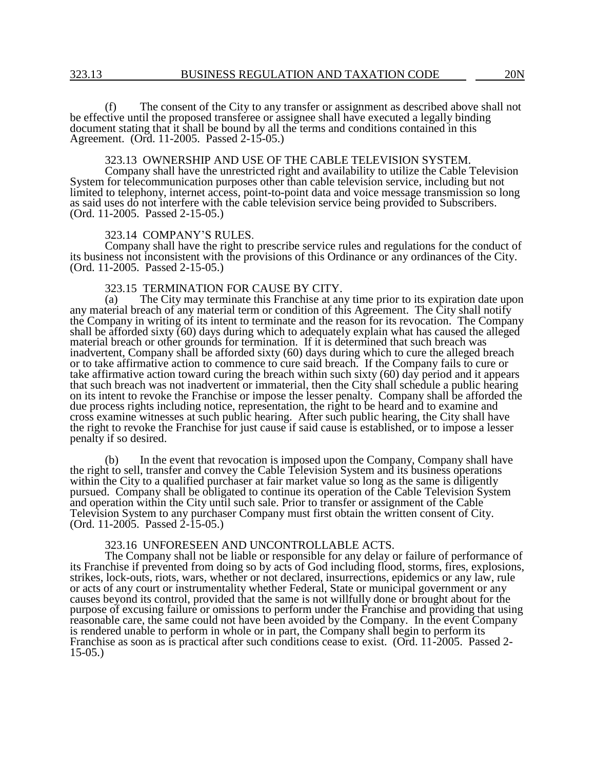(f) The consent of the City to any transfer or assignment as described above shall not be effective until the proposed transferee or assignee shall have executed a legally binding document stating that it shall be bound by all the terms and conditions contained in this Agreement. (Ord. 11-2005. Passed 2-15-05.)

### 323.13 OWNERSHIP AND USE OF THE CABLE TELEVISION SYSTEM.

Company shall have the unrestricted right and availability to utilize the Cable Television System for telecommunication purposes other than cable television service, including but not limited to telephony, internet access, point-to-point data and voice message transmission so long as said uses do not interfere with the cable television service being provided to Subscribers. (Ord. 11-2005. Passed 2-15-05.)

### 323.14 COMPANY'S RULES.

Company shall have the right to prescribe service rules and regulations for the conduct of its business not inconsistent with the provisions of this Ordinance or any ordinances of the City. (Ord. 11-2005. Passed 2-15-05.)

### 323.15 TERMINATION FOR CAUSE BY CITY.

(a) The City may terminate this Franchise at any time prior to its expiration date upon any material breach of any material term or condition of this Agreement. The City shall notify the Company in writing of its intent to terminate and the reason for its revocation. The Company shall be afforded sixty (60) days during which to adequately explain what has caused the alleged material breach or other grounds for termination. If it is determined that such breach was inadvertent, Company shall be afforded sixty (60) days during which to cure the alleged breach or to take affirmative action to commence to cure said breach. If the Company fails to cure or take affirmative action toward curing the breach within such sixty (60) day period and it appears that such breach was not inadvertent or immaterial, then the City shall schedule a public hearing on its intent to revoke the Franchise or impose the lesser penalty. Company shall be afforded the due process rights including notice, representation, the right to be heard and to examine and cross examine witnesses at such public hearing. After such public hearing, the City shall have the right to revoke the Franchise for just cause if said cause is established, or to impose a lesser penalty if so desired.

(b) In the event that revocation is imposed upon the Company, Company shall have the right to sell, transfer and convey the Cable Television System and its business operations within the City to a qualified purchaser at fair market value so long as the same is diligently pursued. Company shall be obligated to continue its operation of the Cable Television System and operation within the City until such sale. Prior to transfer or assignment of the Cable Television System to any purchaser Company must first obtain the written consent of City. (Ord. 11-2005. Passed 2-15-05.)

### 323.16 UNFORESEEN AND UNCONTROLLABLE ACTS.

The Company shall not be liable or responsible for any delay or failure of performance of its Franchise if prevented from doing so by acts of God including flood, storms, fires, explosions, strikes, lock-outs, riots, wars, whether or not declared, insurrections, epidemics or any law, rule or acts of any court or instrumentality whether Federal, State or municipal government or any causes beyond its control, provided that the same is not willfully done or brought about for the purpose of excusing failure or omissions to perform under the Franchise and providing that using reasonable care, the same could not have been avoided by the Company. In the event Company is rendered unable to perform in whole or in part, the Company shall begin to perform its Franchise as soon as is practical after such conditions cease to exist. (Ord. 11-2005. Passed 2-15-05.)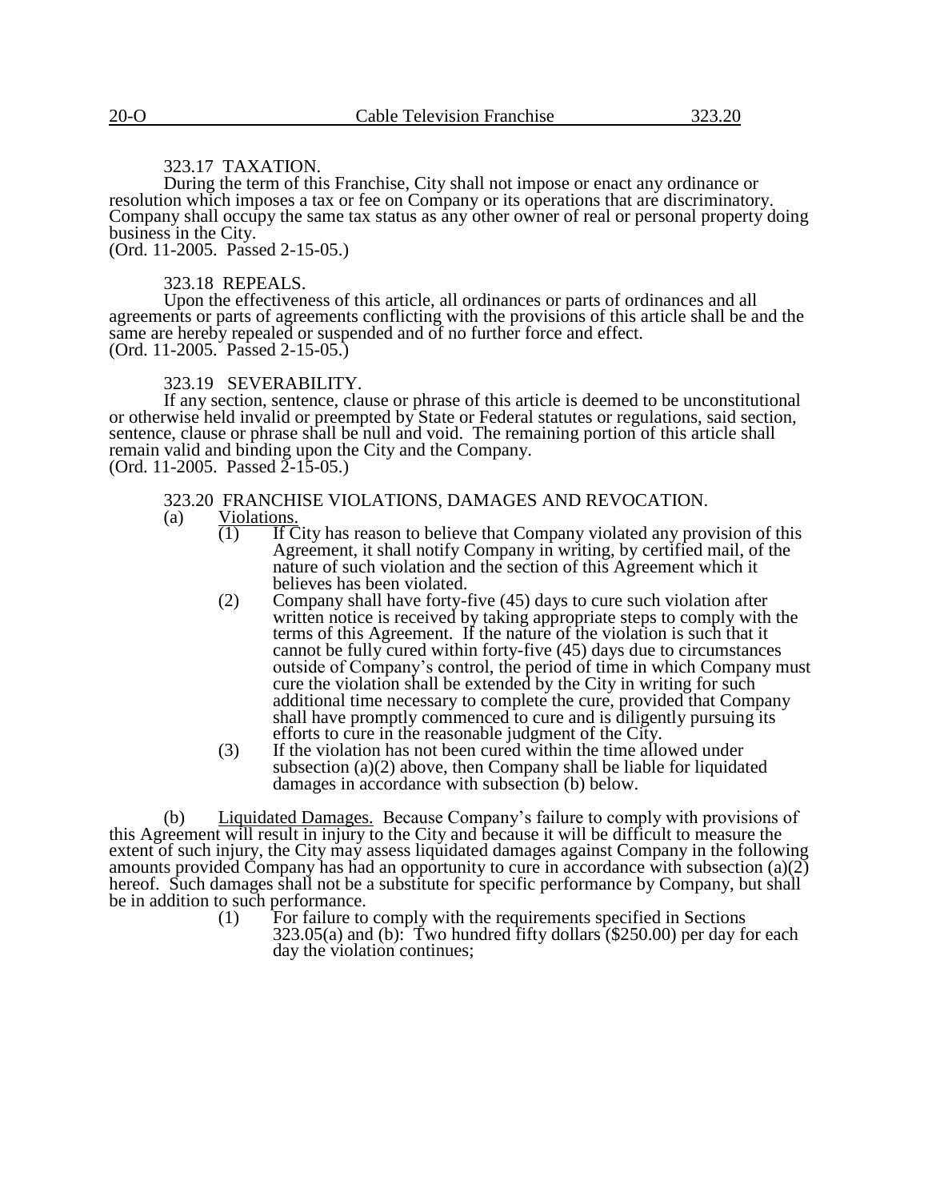### 323.17 TAXATION.

During the term of this Franchise, City shall not impose or enact any ordinance or resolution which imposes a tax or fee on Company or its operations that are discriminatory. Company shall occupy the same tax status as any other owner of real or personal property doing business in the City.
(Ord. 11-2005. Passed 2-15-05.)

### 323.18 REPEALS.

Upon the effectiveness of this article, all ordinances or parts of ordinances and all agreements or parts of agreements conflicting with the provisions of this article shall be and the same are hereby repealed or suspended and of no further force and effect.
(Ord. 11-2005. Passed 2-15-05.)

### 323.19 SEVERABILITY.

If any section, sentence, clause or phrase of this article is deemed to be unconstitutional or otherwise held invalid or preempted by State or Federal statutes or regulations, said section, sentence, clause or phrase shall be null and void. The remaining portion of this article shall remain valid and binding upon the City and the Company.
(Ord. 11-2005. Passed 2-15-05.)

### 323.20 FRANCHISE VIOLATIONS, DAMAGES AND REVOCATION.

(a) Violations.

(1) If City has reason to believe that Company violated any provision of this Agreement, it shall notify Company in writing, by certified mail, of the nature of such violation and the section of this Agreement which it believes has been violated.

(2) Company shall have forty-five (45) days to cure such violation after written notice is received by taking appropriate steps to comply with the terms of this Agreement. If the nature of the violation is such that it cannot be fully cured within forty-five (45) days due to circumstances outside of Company's control, the period of time in which Company must cure the violation shall be extended by the City in writing for such additional time necessary to complete the cure, provided that Company shall have promptly commenced to cure and is diligently pursuing its efforts to cure in the reasonable judgment of the City.

(3) If the violation has not been cured within the time allowed under subsection (a)(2) above, then Company shall be liable for liquidated damages in accordance with subsection (b) below.

(b) Liquidated Damages. Because Company's failure to comply with provisions of this Agreement will result in injury to the City and because it will be difficult to measure the extent of such injury, the City may assess liquidated damages against Company in the following amounts provided Company has had an opportunity to cure in accordance with subsection (a)(2) hereof. Such damages shall not be a substitute for specific performance by Company, but shall be in addition to such performance.

(1) For failure to comply with the requirements specified in Sections 323.05(a) and (b): Two hundred fifty dollars ($250.00) per day for each day the violation continues;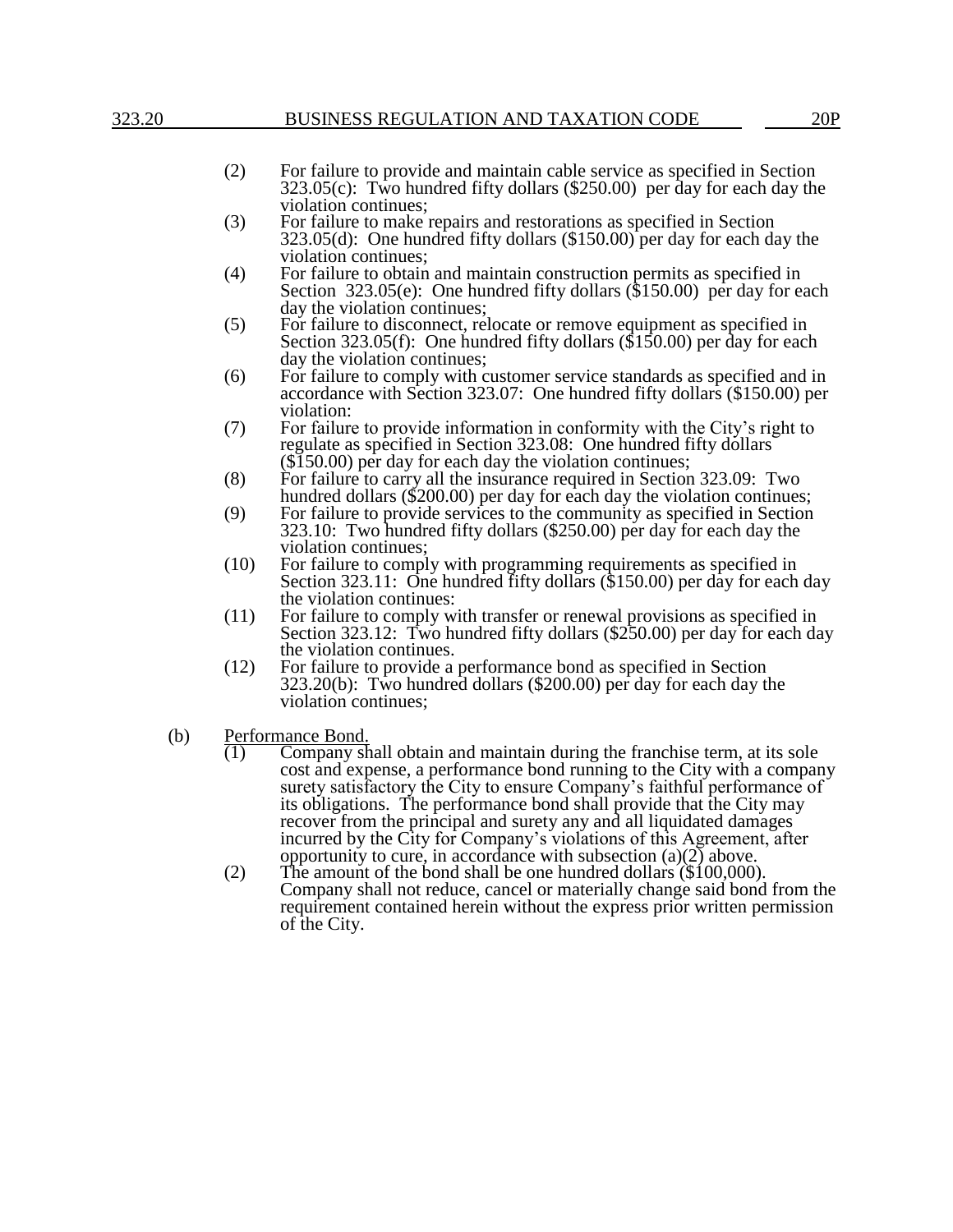(2) For failure to provide and maintain cable service as specified in Section 323.05(c): Two hundred fifty dollars ($250.00) per day for each day the violation continues;

(3) For failure to make repairs and restorations as specified in Section 323.05(d): One hundred fifty dollars ($150.00) per day for each day the violation continues;

(4) For failure to obtain and maintain construction permits as specified in Section 323.05(e): One hundred fifty dollars ($150.00) per day for each day the violation continues;

(5) For failure to disconnect, relocate or remove equipment as specified in Section 323.05(f): One hundred fifty dollars ($150.00) per day for each day the violation continues;

(6) For failure to comply with customer service standards as specified and in accordance with Section 323.07: One hundred fifty dollars ($150.00) per violation:

(7) For failure to provide information in conformity with the City's right to regulate as specified in Section 323.08: One hundred fifty dollars ($150.00) per day for each day the violation continues;

(8) For failure to carry all the insurance required in Section 323.09: Two hundred dollars ($200.00) per day for each day the violation continues;

(9) For failure to provide services to the community as specified in Section 323.10: Two hundred fifty dollars ($250.00) per day for each day the violation continues;

(10) For failure to comply with programming requirements as specified in Section 323.11: One hundred fifty dollars ($150.00) per day for each day the violation continues:

(11) For failure to comply with transfer or renewal provisions as specified in Section 323.12: Two hundred fifty dollars ($250.00) per day for each day the violation continues.

(12) For failure to provide a performance bond as specified in Section 323.20(b): Two hundred dollars ($200.00) per day for each day the violation continues;

(b) Performance Bond.

(1) Company shall obtain and maintain during the franchise term, at its sole cost and expense, a performance bond running to the City with a company surety satisfactory the City to ensure Company's faithful performance of its obligations. The performance bond shall provide that the City may recover from the principal and surety any and all liquidated damages incurred by the City for Company's violations of this Agreement, after opportunity to cure, in accordance with subsection (a)(2) above.

(2) The amount of the bond shall be one hundred dollars ($100,000). Company shall not reduce, cancel or materially change said bond from the requirement contained herein without the express prior written permission of the City.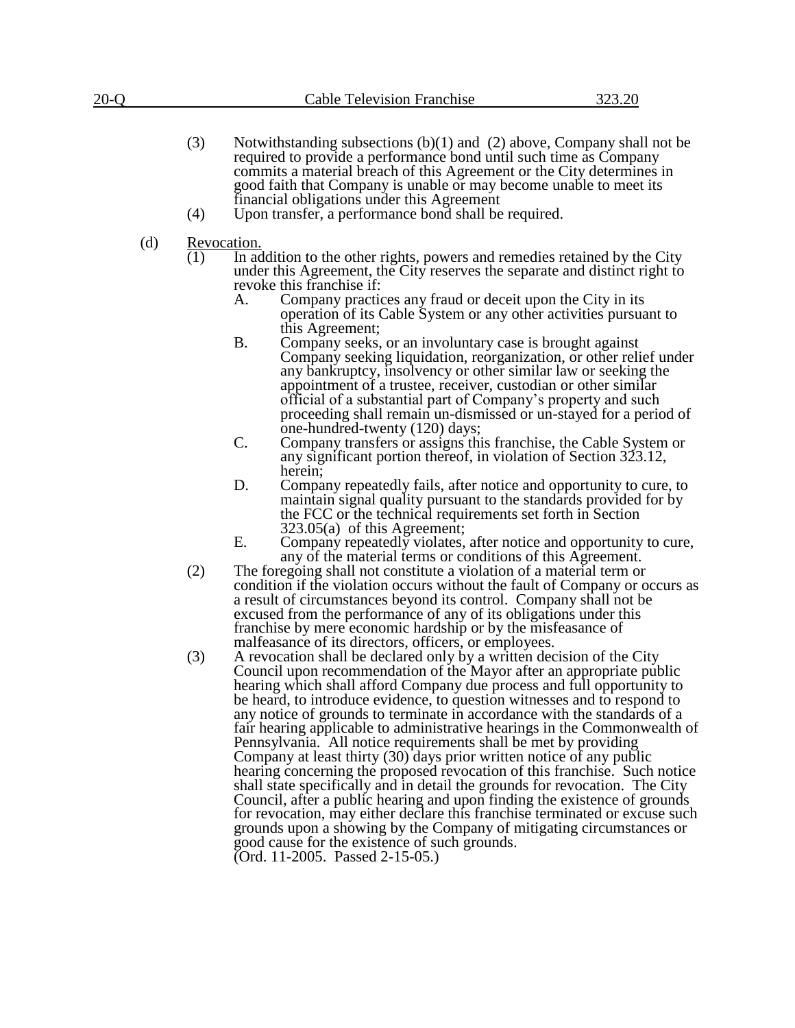(3) Notwithstanding subsections (b)(1) and (2) above, Company shall not be required to provide a performance bond until such time as Company commits a material breach of this Agreement or the City determines in good faith that Company is unable or may become unable to meet its financial obligations under this Agreement

(4) Upon transfer, a performance bond shall be required.

(d) Revocation.

(1) In addition to the other rights, powers and remedies retained by the City under this Agreement, the City reserves the separate and distinct right to revoke this franchise if:

A. Company practices any fraud or deceit upon the City in its operation of its Cable System or any other activities pursuant to this Agreement;

B. Company seeks, or an involuntary case is brought against Company seeking liquidation, reorganization, or other relief under any bankruptcy, insolvency or other similar law or seeking the appointment of a trustee, receiver, custodian or other similar official of a substantial part of Company's property and such proceeding shall remain un-dismissed or un-stayed for a period of one-hundred-twenty (120) days;

C. Company transfers or assigns this franchise, the Cable System or any significant portion thereof, in violation of Section 323.12, herein;

D. Company repeatedly fails, after notice and opportunity to cure, to maintain signal quality pursuant to the standards provided for by the FCC or the technical requirements set forth in Section 323.05(a) of this Agreement;

E. Company repeatedly violates, after notice and opportunity to cure, any of the material terms or conditions of this Agreement.

(2) The foregoing shall not constitute a violation of a material term or condition if the violation occurs without the fault of Company or occurs as a result of circumstances beyond its control. Company shall not be excused from the performance of any of its obligations under this franchise by mere economic hardship or by the misfeasance of malfeasance of its directors, officers, or employees.

(3) A revocation shall be declared only by a written decision of the City Council upon recommendation of the Mayor after an appropriate public hearing which shall afford Company due process and full opportunity to be heard, to introduce evidence, to question witnesses and to respond to any notice of grounds to terminate in accordance with the standards of a fair hearing applicable to administrative hearings in the Commonwealth of Pennsylvania. All notice requirements shall be met by providing Company at least thirty (30) days prior written notice of any public hearing concerning the proposed revocation of this franchise. Such notice shall state specifically and in detail the grounds for revocation. The City Council, after a public hearing and upon finding the existence of grounds for revocation, may either declare this franchise terminated or excuse such grounds upon a showing by the Company of mitigating circumstances or good cause for the existence of such grounds.
(Ord. 11-2005. Passed 2-15-05.)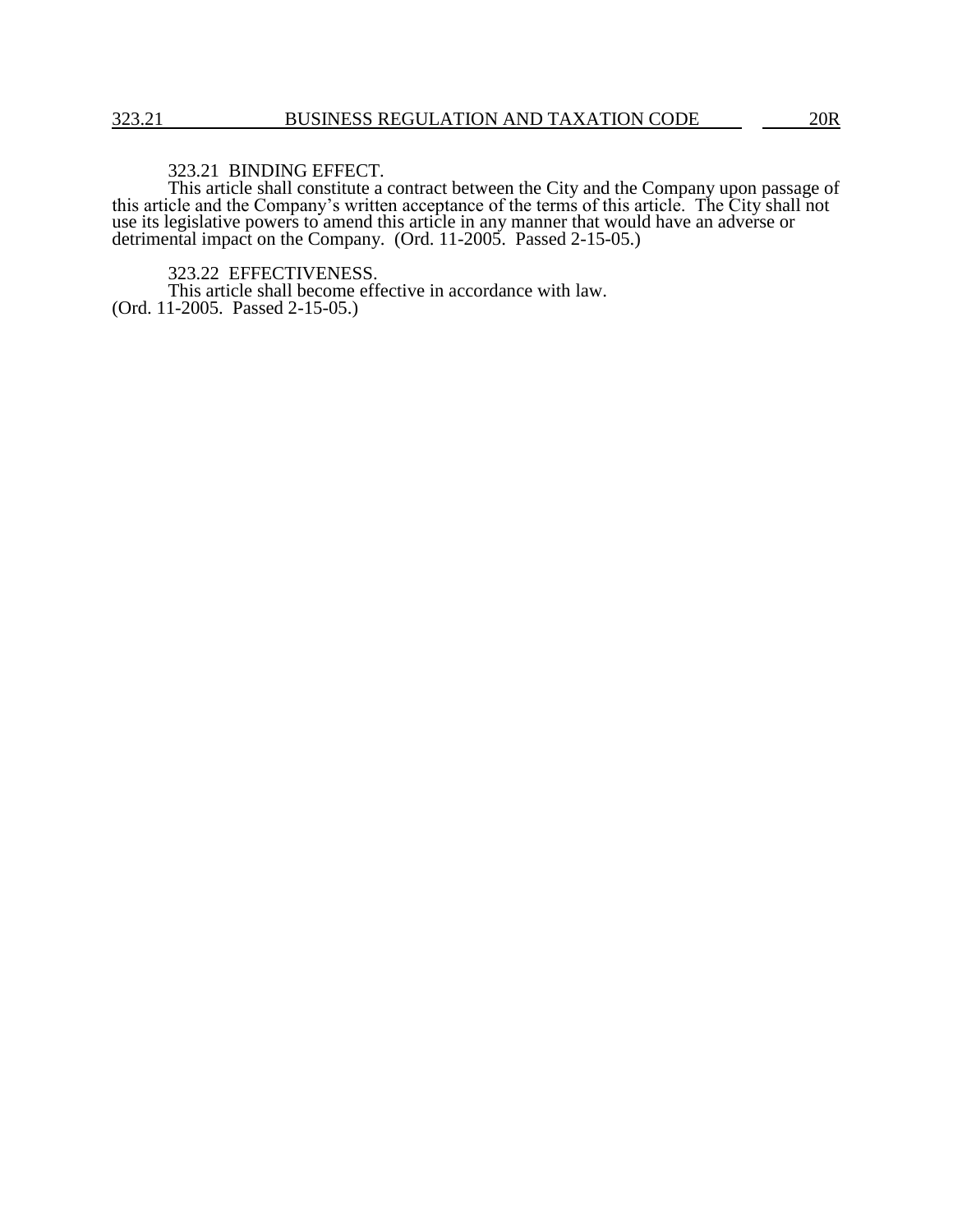### 323.21 BINDING EFFECT.

This article shall constitute a contract between the City and the Company upon passage of this article and the Company's written acceptance of the terms of this article. The City shall not use its legislative powers to amend this article in any manner that would have an adverse or detrimental impact on the Company. (Ord. 11-2005. Passed 2-15-05.)

### 323.22 EFFECTIVENESS.

This article shall become effective in accordance with law.
(Ord. 11-2005. Passed 2-15-05.)